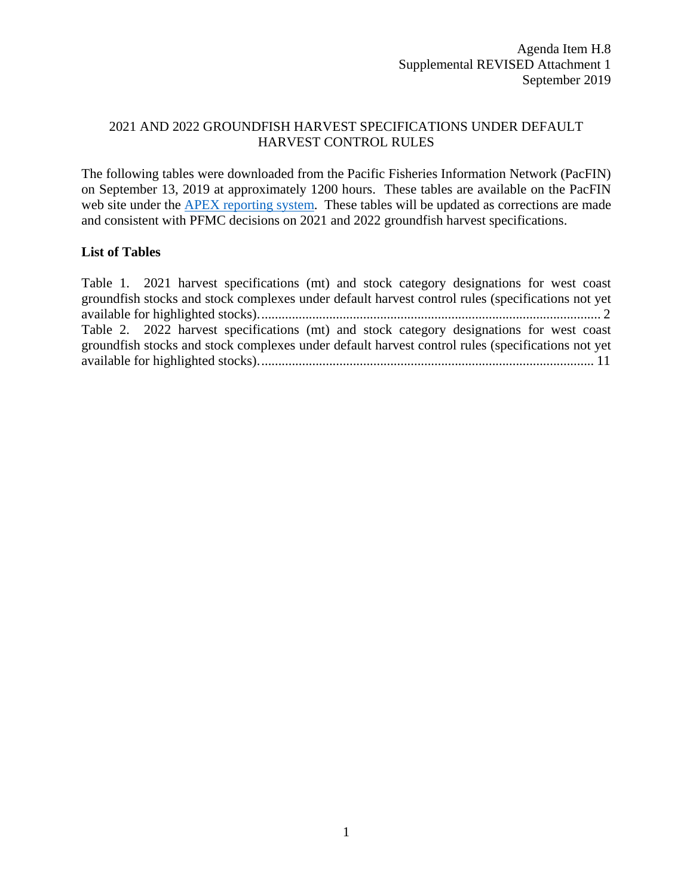Agenda Item H.8
Supplemental REVISED Attachment 1
September 2019

# 2021 AND 2022 GROUNDFISH HARVEST SPECIFICATIONS UNDER DEFAULT HARVEST CONTROL RULES

The following tables were downloaded from the Pacific Fisheries Information Network (PacFIN) on September 13, 2019 at approximately 1200 hours. These tables are available on the PacFIN web site under the APEX reporting system. These tables will be updated as corrections are made and consistent with PFMC decisions on 2021 and 2022 groundfish harvest specifications.

**List of Tables**

Table 1. 2021 harvest specifications (mt) and stock category designations for west coast groundfish stocks and stock complexes under default harvest control rules (specifications not yet available for highlighted stocks)........................................................................................................ 2

Table 2. 2022 harvest specifications (mt) and stock category designations for west coast groundfish stocks and stock complexes under default harvest control rules (specifications not yet available for highlighted stocks)...................................................................................................... 11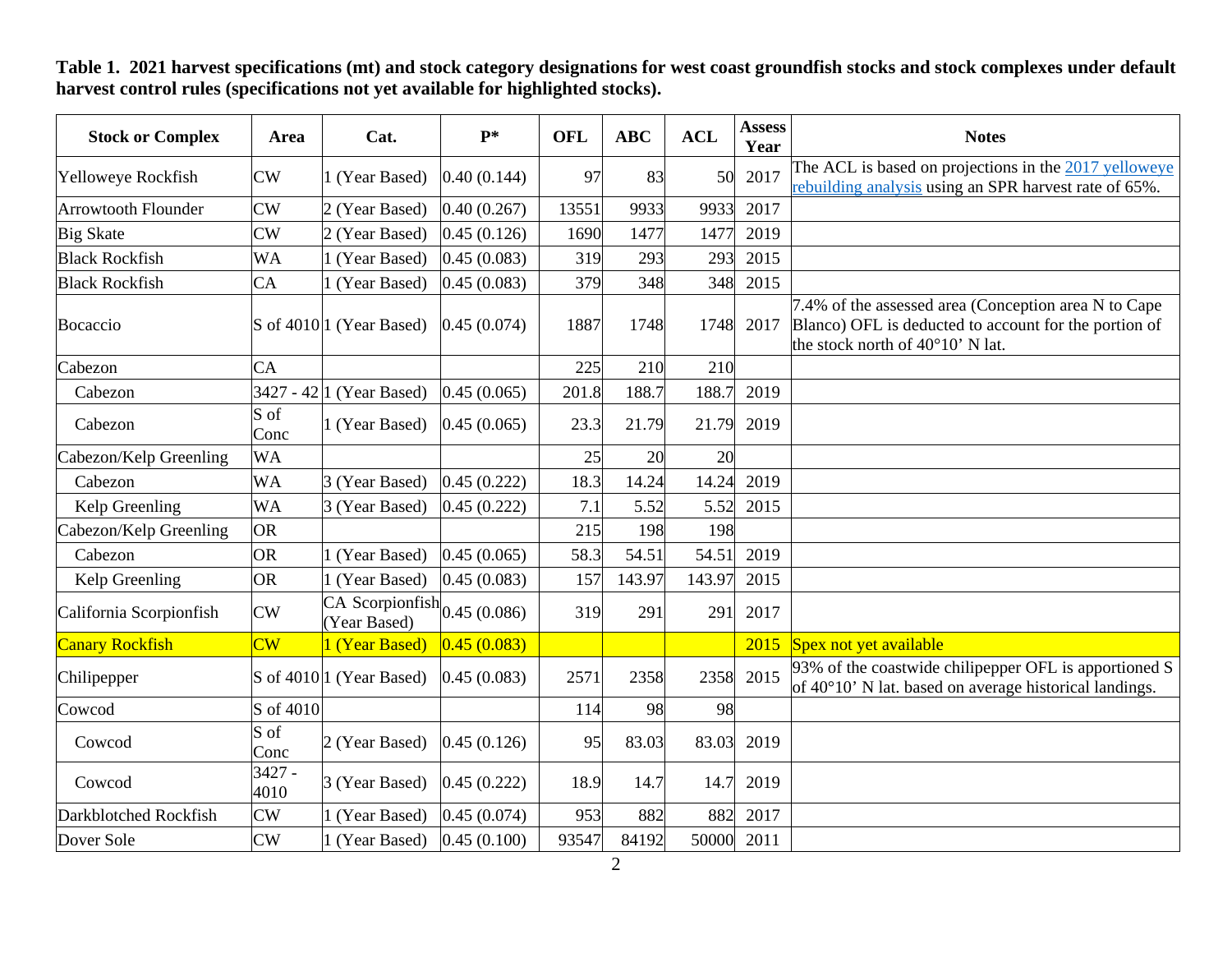**Table 1. 2021 harvest specifications (mt) and stock category designations for west coast groundfish stocks and stock complexes under default harvest control rules (specifications not yet available for highlighted stocks).**

| Stock or Complex | Area | Cat. | P* | OFL | ABC | ACL | Assess Year | Notes |
|---|---|---|---|---|---|---|---|---|
| Yelloweye Rockfish | CW | 1 (Year Based) | 0.40 (0.144) | 97 | 83 | 50 | 2017 | The ACL is based on projections in the 2017 yelloweye rebuilding analysis using an SPR harvest rate of 65%. |
| Arrowtooth Flounder | CW | 2 (Year Based) | 0.40 (0.267) | 13551 | 9933 | 9933 | 2017 | |
| Big Skate | CW | 2 (Year Based) | 0.45 (0.126) | 1690 | 1477 | 1477 | 2019 | |
| Black Rockfish | WA | 1 (Year Based) | 0.45 (0.083) | 319 | 293 | 293 | 2015 | |
| Black Rockfish | CA | 1 (Year Based) | 0.45 (0.083) | 379 | 348 | 348 | 2015 | |
| Bocaccio | S of 4010 | 1 (Year Based) | 0.45 (0.074) | 1887 | 1748 | 1748 | 2017 | 7.4% of the assessed area (Conception area N to Cape Blanco) OFL is deducted to account for the portion of the stock north of 40°10' N lat. |
| Cabezon | CA | | | 225 | 210 | 210 | | |
| Cabezon | 3427 - 42 | 1 (Year Based) | 0.45 (0.065) | 201.8 | 188.7 | 188.7 | 2019 | |
| Cabezon | S of Conc | 1 (Year Based) | 0.45 (0.065) | 23.3 | 21.79 | 21.79 | 2019 | |
| Cabezon/Kelp Greenling | WA | | | 25 | 20 | 20 | | |
| Cabezon | WA | 3 (Year Based) | 0.45 (0.222) | 18.3 | 14.24 | 14.24 | 2019 | |
| Kelp Greenling | WA | 3 (Year Based) | 0.45 (0.222) | 7.1 | 5.52 | 5.52 | 2015 | |
| Cabezon/Kelp Greenling | OR | | | 215 | 198 | 198 | | |
| Cabezon | OR | 1 (Year Based) | 0.45 (0.065) | 58.3 | 54.51 | 54.51 | 2019 | |
| Kelp Greenling | OR | 1 (Year Based) | 0.45 (0.083) | 157 | 143.97 | 143.97 | 2015 | |
| California Scorpionfish | CW | CA Scorpionfish (Year Based) | 0.45 (0.086) | 319 | 291 | 291 | 2017 | |
| Canary Rockfish | CW | 1 (Year Based) | 0.45 (0.083) | | | | 2015 | Spex not yet available |
| Chilipepper | S of 4010 | 1 (Year Based) | 0.45 (0.083) | 2571 | 2358 | 2358 | 2015 | 93% of the coastwide chilipepper OFL is apportioned S of 40°10' N lat. based on average historical landings. |
| Cowcod | S of 4010 | | | 114 | 98 | 98 | | |
| Cowcod | S of Conc | 2 (Year Based) | 0.45 (0.126) | 95 | 83.03 | 83.03 | 2019 | |
| Cowcod | 3427 - 4010 | 3 (Year Based) | 0.45 (0.222) | 18.9 | 14.7 | 14.7 | 2019 | |
| Darkblotched Rockfish | CW | 1 (Year Based) | 0.45 (0.074) | 953 | 882 | 882 | 2017 | |
| Dover Sole | CW | 1 (Year Based) | 0.45 (0.100) | 93547 | 84192 | 50000 | 2011 | |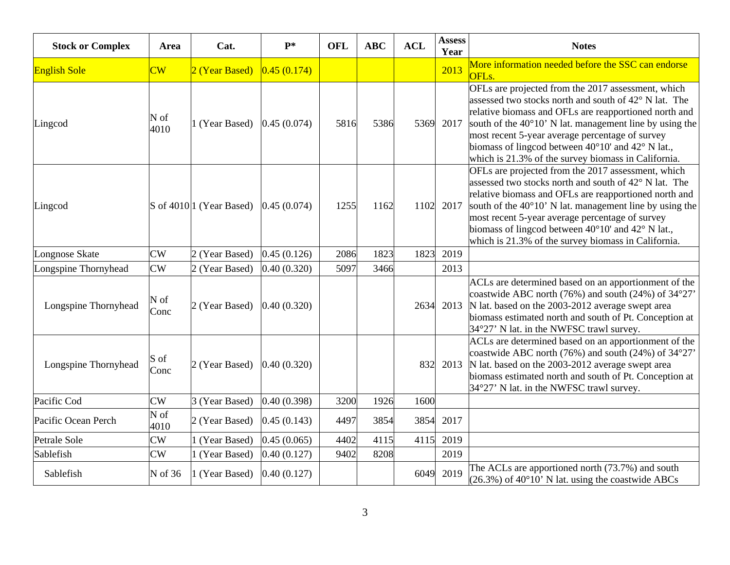| Stock or Complex | Area | Cat. | P* | OFL | ABC | ACL | Assess Year | Notes |
|---|---|---|---|---|---|---|---|---|
| English Sole | CW | 2 (Year Based) | 0.45 (0.174) | | | | 2013 | More information needed before the SSC can endorse OFLs. |
| Lingcod | N of 4010 | 1 (Year Based) | 0.45 (0.074) | 5816 | 5386 | 5369 | 2017 | OFLs are projected from the 2017 assessment, which assessed two stocks north and south of 42° N lat. The relative biomass and OFLs are reapportioned north and south of the 40°10' N lat. management line by using the most recent 5-year average percentage of survey biomass of lingcod between 40°10' and 42° N lat., which is 21.3% of the survey biomass in California. |
| Lingcod | S of 4010 | 1 (Year Based) | 0.45 (0.074) | 1255 | 1162 | 1102 | 2017 | OFLs are projected from the 2017 assessment, which assessed two stocks north and south of 42° N lat. The relative biomass and OFLs are reapportioned north and south of the 40°10' N lat. management line by using the most recent 5-year average percentage of survey biomass of lingcod between 40°10' and 42° N lat., which is 21.3% of the survey biomass in California. |
| Longnose Skate | CW | 2 (Year Based) | 0.45 (0.126) | 2086 | 1823 | 1823 | 2019 | |
| Longspine Thornyhead | CW | 2 (Year Based) | 0.40 (0.320) | 5097 | 3466 | | 2013 | |
| Longspine Thornyhead | N of Conc | 2 (Year Based) | 0.40 (0.320) | | | 2634 | 2013 | ACLs are determined based on an apportionment of the coastwide ABC north (76%) and south (24%) of 34°27' N lat. based on the 2003-2012 average swept area biomass estimated north and south of Pt. Conception at 34°27' N lat. in the NWFSC trawl survey. |
| Longspine Thornyhead | S of Conc | 2 (Year Based) | 0.40 (0.320) | | | 832 | 2013 | ACLs are determined based on an apportionment of the coastwide ABC north (76%) and south (24%) of 34°27' N lat. based on the 2003-2012 average swept area biomass estimated north and south of Pt. Conception at 34°27' N lat. in the NWFSC trawl survey. |
| Pacific Cod | CW | 3 (Year Based) | 0.40 (0.398) | 3200 | 1926 | 1600 | | |
| Pacific Ocean Perch | N of 4010 | 2 (Year Based) | 0.45 (0.143) | 4497 | 3854 | 3854 | 2017 | |
| Petrale Sole | CW | 1 (Year Based) | 0.45 (0.065) | 4402 | 4115 | 4115 | 2019 | |
| Sablefish | CW | 1 (Year Based) | 0.40 (0.127) | 9402 | 8208 | | 2019 | |
| Sablefish | N of 36 | 1 (Year Based) | 0.40 (0.127) | | | 6049 | 2019 | The ACLs are apportioned north (73.7%) and south (26.3%) of 40°10' N lat. using the coastwide ABCs |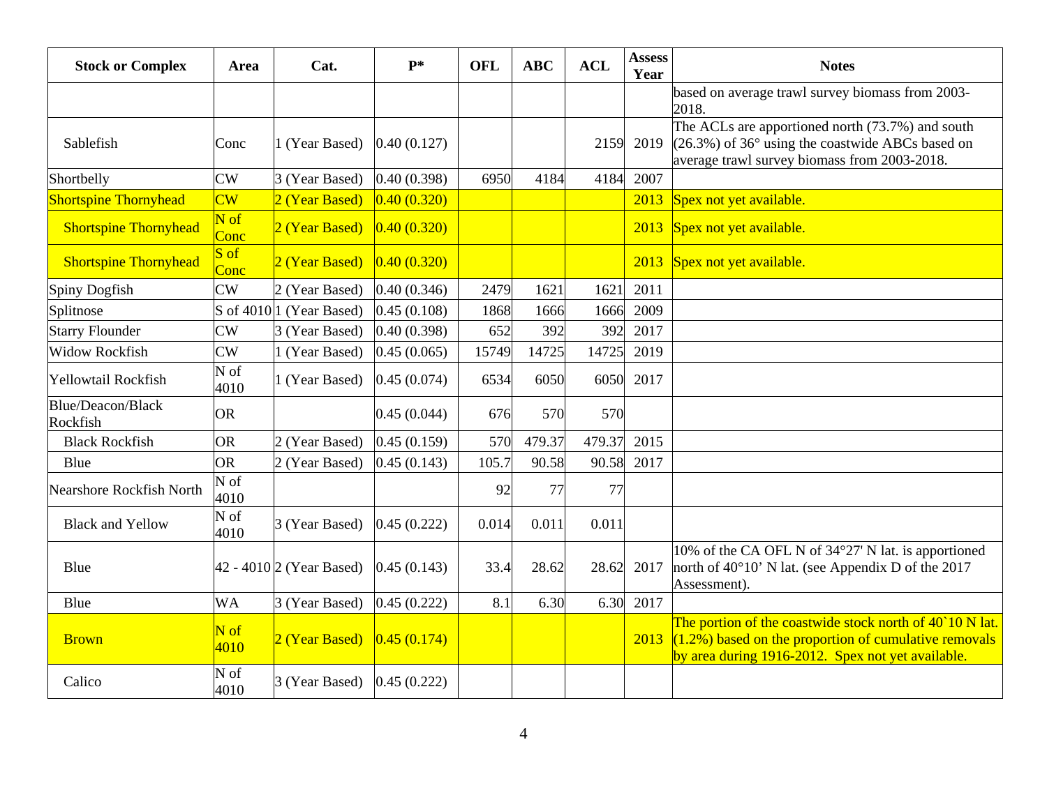| Stock or Complex | Area | Cat. | P* | OFL | ABC | ACL | Assess Year | Notes |
|---|---|---|---|---|---|---|---|---|
| | | | | | | | | based on average trawl survey biomass from 2003-2018. |
| Sablefish | Conc | 1 (Year Based) | 0.40 (0.127) | | | 2159 | 2019 | The ACLs are apportioned north (73.7%) and south (26.3%) of 36° using the coastwide ABCs based on average trawl survey biomass from 2003-2018. |
| Shortbelly | CW | 3 (Year Based) | 0.40 (0.398) | 6950 | 4184 | 4184 | 2007 | |
| Shortspine Thornyhead | CW | 2 (Year Based) | 0.40 (0.320) | | | | 2013 | Spex not yet available. |
| Shortspine Thornyhead | N of Conc | 2 (Year Based) | 0.40 (0.320) | | | | 2013 | Spex not yet available. |
| Shortspine Thornyhead | S of Conc | 2 (Year Based) | 0.40 (0.320) | | | | 2013 | Spex not yet available. |
| Spiny Dogfish | CW | 2 (Year Based) | 0.40 (0.346) | 2479 | 1621 | 1621 | 2011 | |
| Splitnose | S of 4010 | 1 (Year Based) | 0.45 (0.108) | 1868 | 1666 | 1666 | 2009 | |
| Starry Flounder | CW | 3 (Year Based) | 0.40 (0.398) | 652 | 392 | 392 | 2017 | |
| Widow Rockfish | CW | 1 (Year Based) | 0.45 (0.065) | 15749 | 14725 | 14725 | 2019 | |
| Yellowtail Rockfish | N of 4010 | 1 (Year Based) | 0.45 (0.074) | 6534 | 6050 | 6050 | 2017 | |
| Blue/Deacon/Black Rockfish | OR | | 0.45 (0.044) | 676 | 570 | 570 | | |
| Black Rockfish | OR | 2 (Year Based) | 0.45 (0.159) | 570 | 479.37 | 479.37 | 2015 | |
| Blue | OR | 2 (Year Based) | 0.45 (0.143) | 105.7 | 90.58 | 90.58 | 2017 | |
| Nearshore Rockfish North | N of 4010 | | | 92 | 77 | 77 | | |
| Black and Yellow | N of 4010 | 3 (Year Based) | 0.45 (0.222) | 0.014 | 0.011 | 0.011 | | |
| Blue | 42 - 4010 | 2 (Year Based) | 0.45 (0.143) | 33.4 | 28.62 | 28.62 | 2017 | 10% of the CA OFL N of 34°27' N lat. is apportioned north of 40°10' N lat. (see Appendix D of the 2017 Assessment). |
| Blue | WA | 3 (Year Based) | 0.45 (0.222) | 8.1 | 6.30 | 6.30 | 2017 | |
| Brown | N of 4010 | 2 (Year Based) | 0.45 (0.174) | | | | 2013 | The portion of the coastwide stock north of 40`10 N lat. (1.2%) based on the proportion of cumulative removals by area during 1916-2012. Spex not yet available. |
| Calico | N of 4010 | 3 (Year Based) | 0.45 (0.222) | | | | | |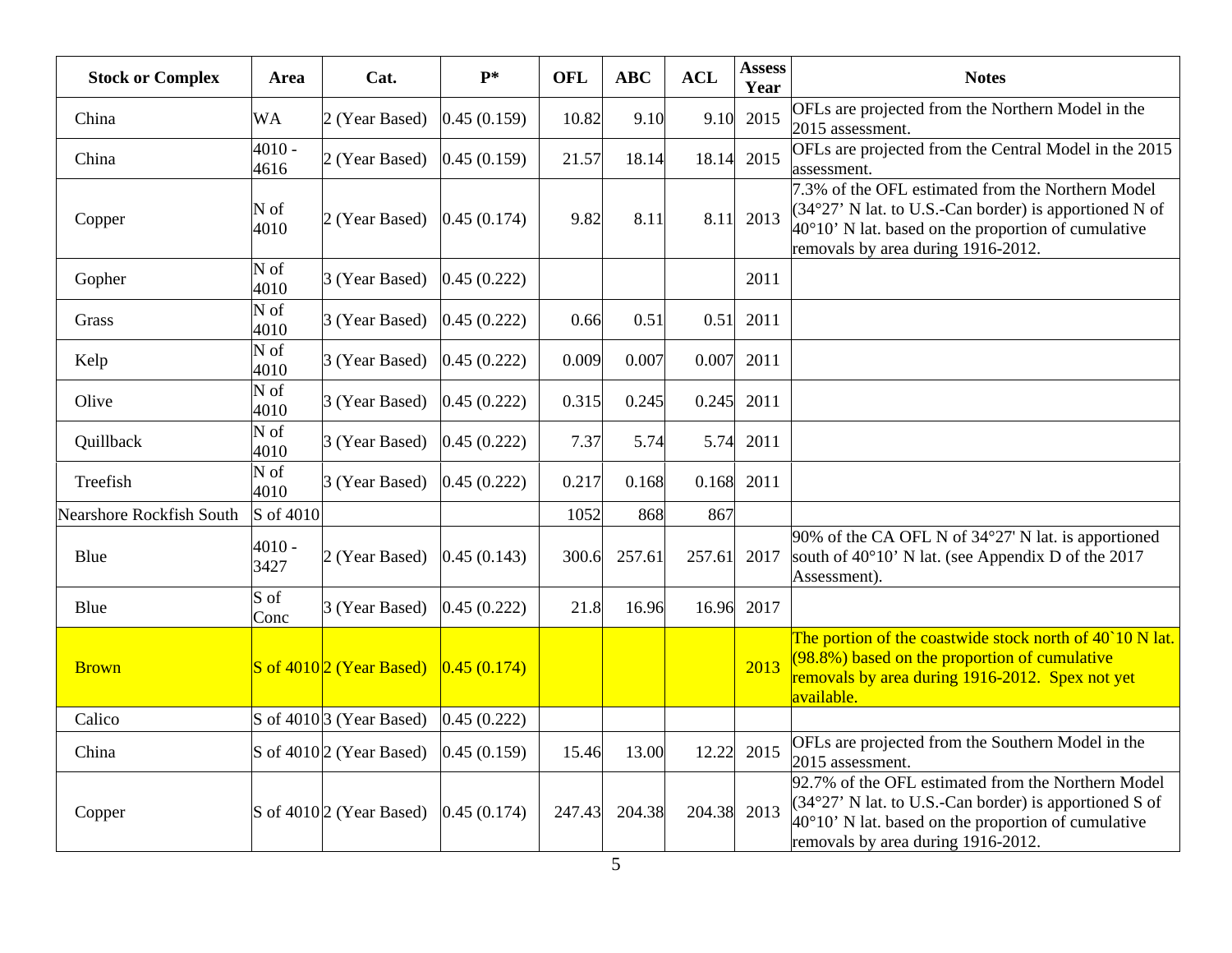| Stock or Complex | Area | Cat. | P* | OFL | ABC | ACL | Assess Year | Notes |
|---|---|---|---|---|---|---|---|---|
| China | WA | 2 (Year Based) | 0.45 (0.159) | 10.82 | 9.10 | 9.10 | 2015 | OFLs are projected from the Northern Model in the 2015 assessment. |
| China | 4010 - 4616 | 2 (Year Based) | 0.45 (0.159) | 21.57 | 18.14 | 18.14 | 2015 | OFLs are projected from the Central Model in the 2015 assessment. |
| Copper | N of 4010 | 2 (Year Based) | 0.45 (0.174) | 9.82 | 8.11 | 8.11 | 2013 | 7.3% of the OFL estimated from the Northern Model (34°27' N lat. to U.S.-Can border) is apportioned N of 40°10' N lat. based on the proportion of cumulative removals by area during 1916-2012. |
| Gopher | N of 4010 | 3 (Year Based) | 0.45 (0.222) | | | | 2011 | |
| Grass | N of 4010 | 3 (Year Based) | 0.45 (0.222) | 0.66 | 0.51 | 0.51 | 2011 | |
| Kelp | N of 4010 | 3 (Year Based) | 0.45 (0.222) | 0.009 | 0.007 | 0.007 | 2011 | |
| Olive | N of 4010 | 3 (Year Based) | 0.45 (0.222) | 0.315 | 0.245 | 0.245 | 2011 | |
| Quillback | N of 4010 | 3 (Year Based) | 0.45 (0.222) | 7.37 | 5.74 | 5.74 | 2011 | |
| Treefish | N of 4010 | 3 (Year Based) | 0.45 (0.222) | 0.217 | 0.168 | 0.168 | 2011 | |
| Nearshore Rockfish South | S of 4010 | | | 1052 | 868 | 867 | | |
| Blue | 4010 - 3427 | 2 (Year Based) | 0.45 (0.143) | 300.6 | 257.61 | 257.61 | 2017 | 90% of the CA OFL N of 34°27' N lat. is apportioned south of 40°10' N lat. (see Appendix D of the 2017 Assessment). |
| Blue | S of Conc | 3 (Year Based) | 0.45 (0.222) | 21.8 | 16.96 | 16.96 | 2017 | |
| Brown | S of 4010 | 2 (Year Based) | 0.45 (0.174) | | | | 2013 | The portion of the coastwide stock north of 40`10 N lat. (98.8%) based on the proportion of cumulative removals by area during 1916-2012. Spex not yet available. |
| Calico | S of 4010 | 3 (Year Based) | 0.45 (0.222) | | | | | |
| China | S of 4010 | 2 (Year Based) | 0.45 (0.159) | 15.46 | 13.00 | 12.22 | 2015 | OFLs are projected from the Southern Model in the 2015 assessment. |
| Copper | S of 4010 | 2 (Year Based) | 0.45 (0.174) | 247.43 | 204.38 | 204.38 | 2013 | 92.7% of the OFL estimated from the Northern Model (34°27' N lat. to U.S.-Can border) is apportioned S of 40°10' N lat. based on the proportion of cumulative removals by area during 1916-2012. |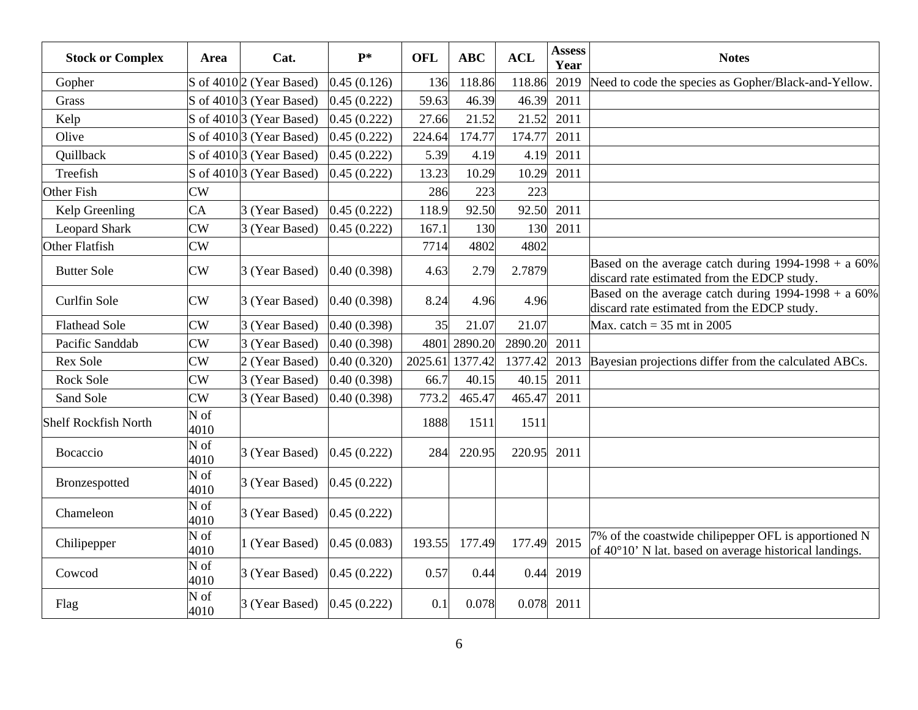| Stock or Complex | Area | Cat. | P* | OFL | ABC | ACL | Assess Year | Notes |
|---|---|---|---|---|---|---|---|---|
| Gopher | S of 4010 | 2 (Year Based) | 0.45 (0.126) | 136 | 118.86 | 118.86 | 2019 | Need to code the species as Gopher/Black-and-Yellow. |
| Grass | S of 4010 | 3 (Year Based) | 0.45 (0.222) | 59.63 | 46.39 | 46.39 | 2011 | |
| Kelp | S of 4010 | 3 (Year Based) | 0.45 (0.222) | 27.66 | 21.52 | 21.52 | 2011 | |
| Olive | S of 4010 | 3 (Year Based) | 0.45 (0.222) | 224.64 | 174.77 | 174.77 | 2011 | |
| Quillback | S of 4010 | 3 (Year Based) | 0.45 (0.222) | 5.39 | 4.19 | 4.19 | 2011 | |
| Treefish | S of 4010 | 3 (Year Based) | 0.45 (0.222) | 13.23 | 10.29 | 10.29 | 2011 | |
| Other Fish | CW | | | 286 | 223 | 223 | | |
| Kelp Greenling | CA | 3 (Year Based) | 0.45 (0.222) | 118.9 | 92.50 | 92.50 | 2011 | |
| Leopard Shark | CW | 3 (Year Based) | 0.45 (0.222) | 167.1 | 130 | 130 | 2011 | |
| Other Flatfish | CW | | | 7714 | 4802 | 4802 | | |
| Butter Sole | CW | 3 (Year Based) | 0.40 (0.398) | 4.63 | 2.79 | 2.7879 | | Based on the average catch during 1994-1998 + a 60% discard rate estimated from the EDCP study. |
| Curlfin Sole | CW | 3 (Year Based) | 0.40 (0.398) | 8.24 | 4.96 | 4.96 | | Based on the average catch during 1994-1998 + a 60% discard rate estimated from the EDCP study. |
| Flathead Sole | CW | 3 (Year Based) | 0.40 (0.398) | 35 | 21.07 | 21.07 | | Max. catch = 35 mt in 2005 |
| Pacific Sanddab | CW | 3 (Year Based) | 0.40 (0.398) | 4801 | 2890.20 | 2890.20 | 2011 | |
| Rex Sole | CW | 2 (Year Based) | 0.40 (0.320) | 2025.61 | 1377.42 | 1377.42 | 2013 | Bayesian projections differ from the calculated ABCs. |
| Rock Sole | CW | 3 (Year Based) | 0.40 (0.398) | 66.7 | 40.15 | 40.15 | 2011 | |
| Sand Sole | CW | 3 (Year Based) | 0.40 (0.398) | 773.2 | 465.47 | 465.47 | 2011 | |
| Shelf Rockfish North | N of 4010 | | | 1888 | 1511 | 1511 | | |
| Bocaccio | N of 4010 | 3 (Year Based) | 0.45 (0.222) | 284 | 220.95 | 220.95 | 2011 | |
| Bronzespotted | N of 4010 | 3 (Year Based) | 0.45 (0.222) | | | | | |
| Chameleon | N of 4010 | 3 (Year Based) | 0.45 (0.222) | | | | | |
| Chilipepper | N of 4010 | 1 (Year Based) | 0.45 (0.083) | 193.55 | 177.49 | 177.49 | 2015 | 7% of the coastwide chilipepper OFL is apportioned N of 40°10' N lat. based on average historical landings. |
| Cowcod | N of 4010 | 3 (Year Based) | 0.45 (0.222) | 0.57 | 0.44 | 0.44 | 2019 | |
| Flag | N of 4010 | 3 (Year Based) | 0.45 (0.222) | 0.1 | 0.078 | 0.078 | 2011 | |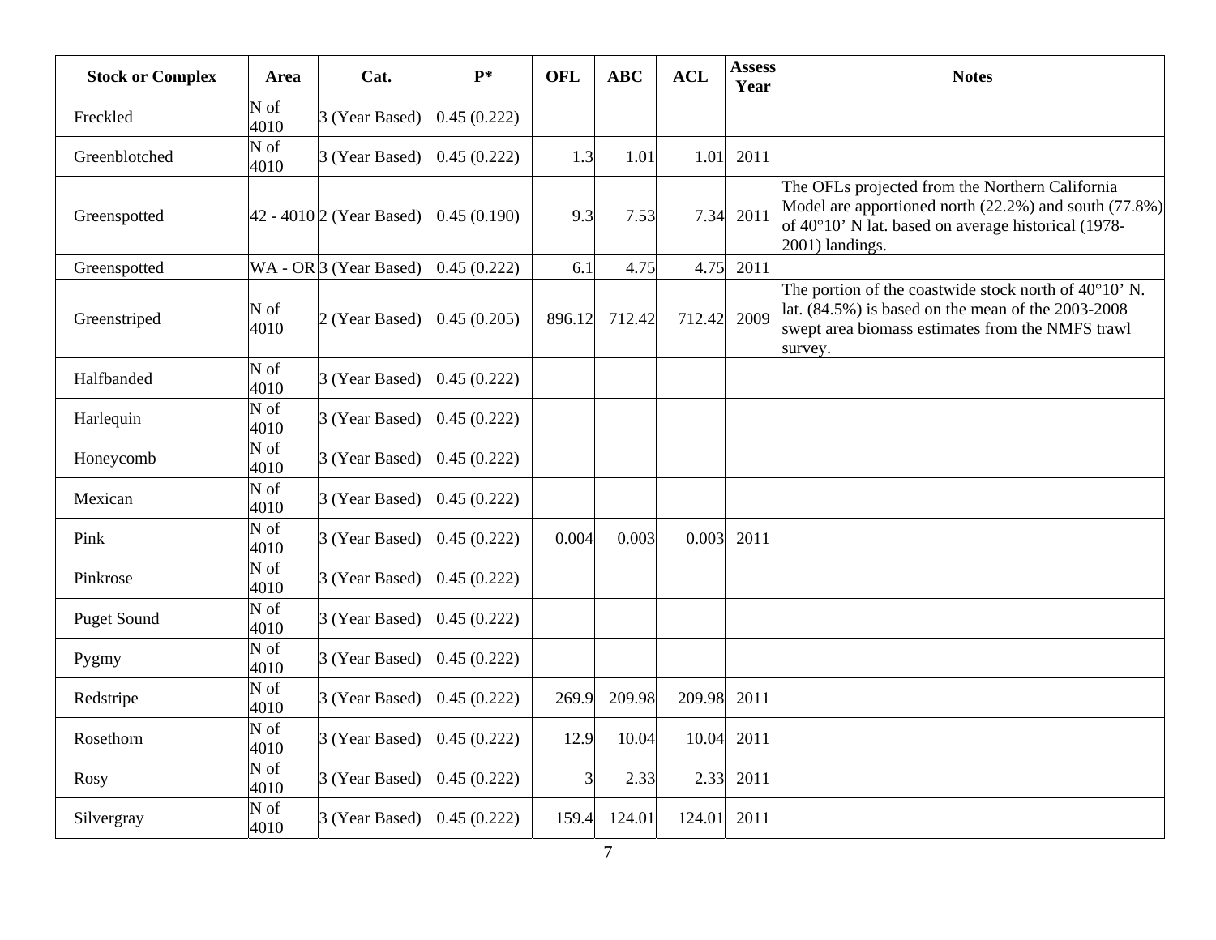| Stock or Complex | Area | Cat. | P* | OFL | ABC | ACL | Assess Year | Notes |
|---|---|---|---|---|---|---|---|---|
| Freckled | N of 4010 | 3 (Year Based) | 0.45 (0.222) | | | | | |
| Greenblotched | N of 4010 | 3 (Year Based) | 0.45 (0.222) | 1.3 | 1.01 | 1.01 | 2011 | |
| Greenspotted | 42 - 4010 | 2 (Year Based) | 0.45 (0.190) | 9.3 | 7.53 | 7.34 | 2011 | The OFLs projected from the Northern California Model are apportioned north (22.2%) and south (77.8%) of 40°10' N lat. based on average historical (1978-2001) landings. |
| Greenspotted | WA - OR | 3 (Year Based) | 0.45 (0.222) | 6.1 | 4.75 | 4.75 | 2011 | |
| Greenstriped | N of 4010 | 2 (Year Based) | 0.45 (0.205) | 896.12 | 712.42 | 712.42 | 2009 | The portion of the coastwide stock north of 40°10' N. lat. (84.5%) is based on the mean of the 2003-2008 swept area biomass estimates from the NMFS trawl survey. |
| Halfbanded | N of 4010 | 3 (Year Based) | 0.45 (0.222) | | | | | |
| Harlequin | N of 4010 | 3 (Year Based) | 0.45 (0.222) | | | | | |
| Honeycomb | N of 4010 | 3 (Year Based) | 0.45 (0.222) | | | | | |
| Mexican | N of 4010 | 3 (Year Based) | 0.45 (0.222) | | | | | |
| Pink | N of 4010 | 3 (Year Based) | 0.45 (0.222) | 0.004 | 0.003 | 0.003 | 2011 | |
| Pinkrose | N of 4010 | 3 (Year Based) | 0.45 (0.222) | | | | | |
| Puget Sound | N of 4010 | 3 (Year Based) | 0.45 (0.222) | | | | | |
| Pygmy | N of 4010 | 3 (Year Based) | 0.45 (0.222) | | | | | |
| Redstripe | N of 4010 | 3 (Year Based) | 0.45 (0.222) | 269.9 | 209.98 | 209.98 | 2011 | |
| Rosethorn | N of 4010 | 3 (Year Based) | 0.45 (0.222) | 12.9 | 10.04 | 10.04 | 2011 | |
| Rosy | N of 4010 | 3 (Year Based) | 0.45 (0.222) | 3 | 2.33 | 2.33 | 2011 | |
| Silvergray | N of 4010 | 3 (Year Based) | 0.45 (0.222) | 159.4 | 124.01 | 124.01 | 2011 | |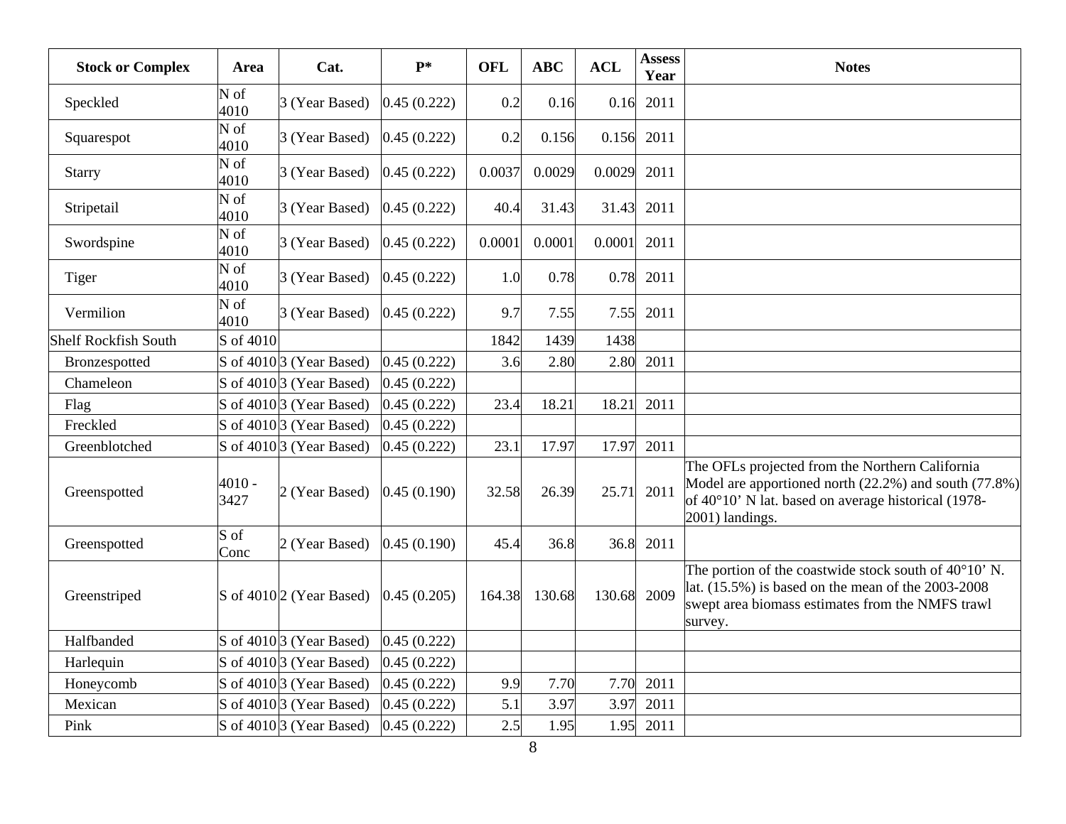| Stock or Complex | Area | Cat. | P* | OFL | ABC | ACL | Assess Year | Notes |
|---|---|---|---|---|---|---|---|---|
| Speckled | N of 4010 | 3 (Year Based) | 0.45 (0.222) | 0.2 | 0.16 | 0.16 | 2011 | |
| Squarespot | N of 4010 | 3 (Year Based) | 0.45 (0.222) | 0.2 | 0.156 | 0.156 | 2011 | |
| Starry | N of 4010 | 3 (Year Based) | 0.45 (0.222) | 0.0037 | 0.0029 | 0.0029 | 2011 | |
| Stripetail | N of 4010 | 3 (Year Based) | 0.45 (0.222) | 40.4 | 31.43 | 31.43 | 2011 | |
| Swordspine | N of 4010 | 3 (Year Based) | 0.45 (0.222) | 0.0001 | 0.0001 | 0.0001 | 2011 | |
| Tiger | N of 4010 | 3 (Year Based) | 0.45 (0.222) | 1.0 | 0.78 | 0.78 | 2011 | |
| Vermilion | N of 4010 | 3 (Year Based) | 0.45 (0.222) | 9.7 | 7.55 | 7.55 | 2011 | |
| Shelf Rockfish South | S of 4010 | | | 1842 | 1439 | 1438 | | |
| Bronzespotted | S of 4010 | 3 (Year Based) | 0.45 (0.222) | 3.6 | 2.80 | 2.80 | 2011 | |
| Chameleon | S of 4010 | 3 (Year Based) | 0.45 (0.222) | | | | | |
| Flag | S of 4010 | 3 (Year Based) | 0.45 (0.222) | 23.4 | 18.21 | 18.21 | 2011 | |
| Freckled | S of 4010 | 3 (Year Based) | 0.45 (0.222) | | | | | |
| Greenblotched | S of 4010 | 3 (Year Based) | 0.45 (0.222) | 23.1 | 17.97 | 17.97 | 2011 | |
| Greenspotted | 4010 - 3427 | 2 (Year Based) | 0.45 (0.190) | 32.58 | 26.39 | 25.71 | 2011 | The OFLs projected from the Northern California Model are apportioned north (22.2%) and south (77.8%) of 40°10' N lat. based on average historical (1978-2001) landings. |
| Greenspotted | S of Conc | 2 (Year Based) | 0.45 (0.190) | 45.4 | 36.8 | 36.8 | 2011 | |
| Greenstriped | S of 4010 | 2 (Year Based) | 0.45 (0.205) | 164.38 | 130.68 | 130.68 | 2009 | The portion of the coastwide stock south of 40°10' N. lat. (15.5%) is based on the mean of the 2003-2008 swept area biomass estimates from the NMFS trawl survey. |
| Halfbanded | S of 4010 | 3 (Year Based) | 0.45 (0.222) | | | | | |
| Harlequin | S of 4010 | 3 (Year Based) | 0.45 (0.222) | | | | | |
| Honeycomb | S of 4010 | 3 (Year Based) | 0.45 (0.222) | 9.9 | 7.70 | 7.70 | 2011 | |
| Mexican | S of 4010 | 3 (Year Based) | 0.45 (0.222) | 5.1 | 3.97 | 3.97 | 2011 | |
| Pink | S of 4010 | 3 (Year Based) | 0.45 (0.222) | 2.5 | 1.95 | 1.95 | 2011 | |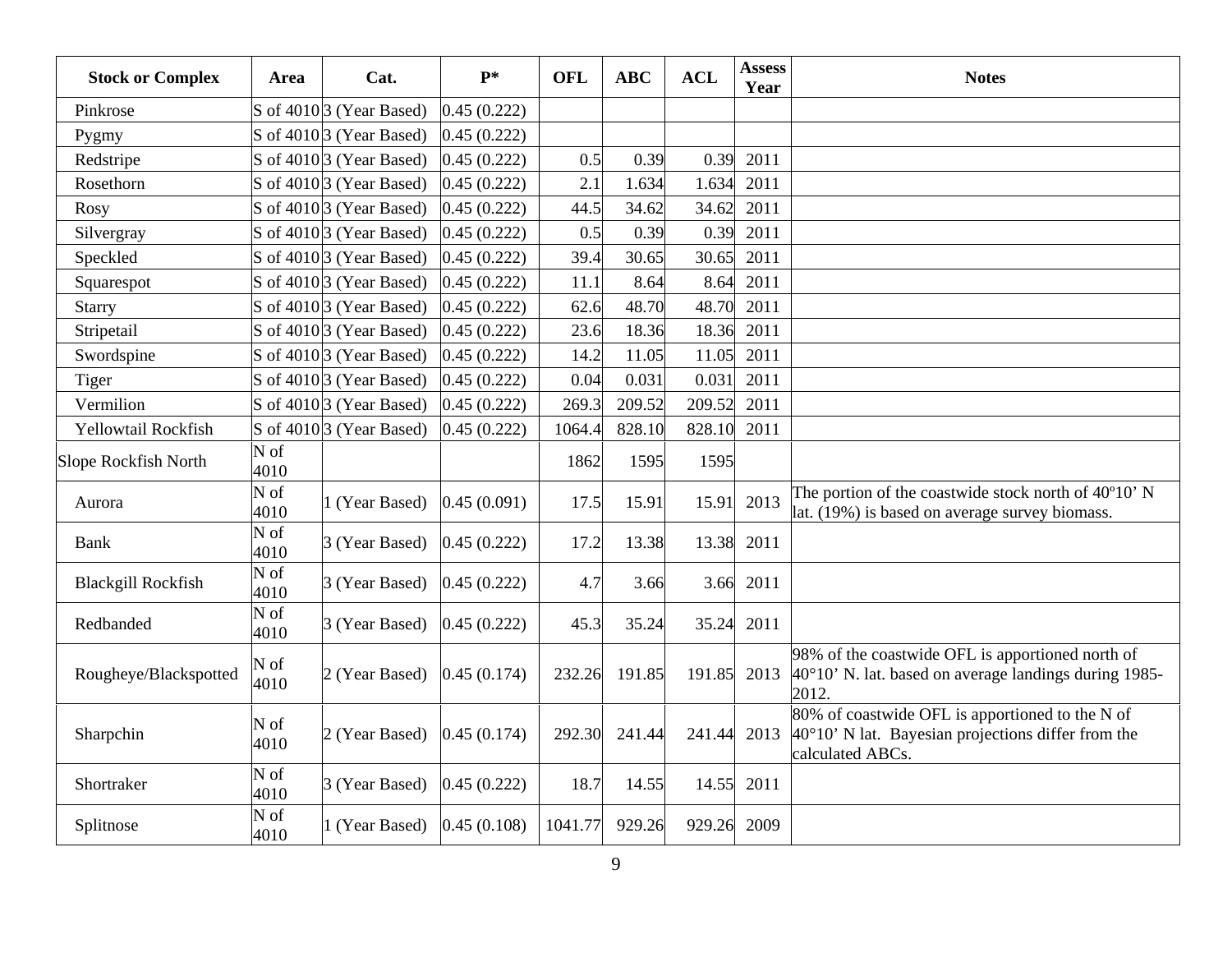| Stock or Complex | Area | Cat. | P* | OFL | ABC | ACL | Assess Year | Notes |
|---|---|---|---|---|---|---|---|---|
| Pinkrose | S of 4010 | 3 (Year Based) | 0.45 (0.222) | | | | | |
| Pygmy | S of 4010 | 3 (Year Based) | 0.45 (0.222) | | | | | |
| Redstripe | S of 4010 | 3 (Year Based) | 0.45 (0.222) | 0.5 | 0.39 | 0.39 | 2011 | |
| Rosethorn | S of 4010 | 3 (Year Based) | 0.45 (0.222) | 2.1 | 1.634 | 1.634 | 2011 | |
| Rosy | S of 4010 | 3 (Year Based) | 0.45 (0.222) | 44.5 | 34.62 | 34.62 | 2011 | |
| Silvergray | S of 4010 | 3 (Year Based) | 0.45 (0.222) | 0.5 | 0.39 | 0.39 | 2011 | |
| Speckled | S of 4010 | 3 (Year Based) | 0.45 (0.222) | 39.4 | 30.65 | 30.65 | 2011 | |
| Squarespot | S of 4010 | 3 (Year Based) | 0.45 (0.222) | 11.1 | 8.64 | 8.64 | 2011 | |
| Starry | S of 4010 | 3 (Year Based) | 0.45 (0.222) | 62.6 | 48.70 | 48.70 | 2011 | |
| Stripetail | S of 4010 | 3 (Year Based) | 0.45 (0.222) | 23.6 | 18.36 | 18.36 | 2011 | |
| Swordspine | S of 4010 | 3 (Year Based) | 0.45 (0.222) | 14.2 | 11.05 | 11.05 | 2011 | |
| Tiger | S of 4010 | 3 (Year Based) | 0.45 (0.222) | 0.04 | 0.031 | 0.031 | 2011 | |
| Vermilion | S of 4010 | 3 (Year Based) | 0.45 (0.222) | 269.3 | 209.52 | 209.52 | 2011 | |
| Yellowtail Rockfish | S of 4010 | 3 (Year Based) | 0.45 (0.222) | 1064.4 | 828.10 | 828.10 | 2011 | |
| Slope Rockfish North | N of 4010 | | | 1862 | 1595 | 1595 | | |
| Aurora | N of 4010 | 1 (Year Based) | 0.45 (0.091) | 17.5 | 15.91 | 15.91 | 2013 | The portion of the coastwide stock north of 40º10' N lat. (19%) is based on average survey biomass. |
| Bank | N of 4010 | 3 (Year Based) | 0.45 (0.222) | 17.2 | 13.38 | 13.38 | 2011 | |
| Blackgill Rockfish | N of 4010 | 3 (Year Based) | 0.45 (0.222) | 4.7 | 3.66 | 3.66 | 2011 | |
| Redbanded | N of 4010 | 3 (Year Based) | 0.45 (0.222) | 45.3 | 35.24 | 35.24 | 2011 | |
| Rougheye/Blackspotted | N of 4010 | 2 (Year Based) | 0.45 (0.174) | 232.26 | 191.85 | 191.85 | 2013 | 98% of the coastwide OFL is apportioned north of 40°10' N. lat. based on average landings during 1985-2012. |
| Sharpchin | N of 4010 | 2 (Year Based) | 0.45 (0.174) | 292.30 | 241.44 | 241.44 | 2013 | 80% of coastwide OFL is apportioned to the N of 40°10' N lat. Bayesian projections differ from the calculated ABCs. |
| Shortraker | N of 4010 | 3 (Year Based) | 0.45 (0.222) | 18.7 | 14.55 | 14.55 | 2011 | |
| Splitnose | N of 4010 | 1 (Year Based) | 0.45 (0.108) | 1041.77 | 929.26 | 929.26 | 2009 | |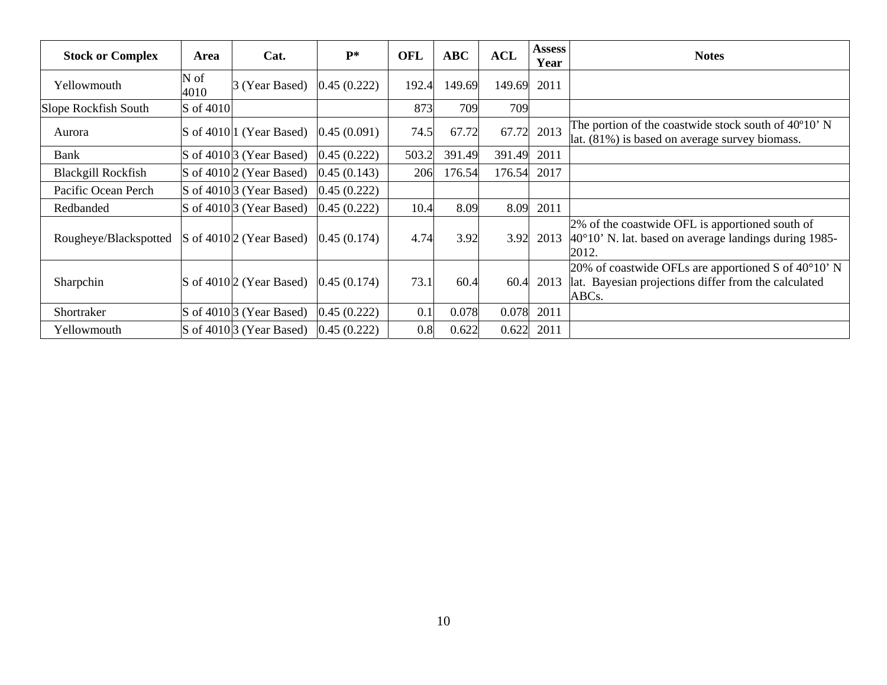| Stock or Complex | Area | Cat. | P* | OFL | ABC | ACL | Assess Year | Notes |
|---|---|---|---|---|---|---|---|---|
| Yellowmouth | N of 4010 | 3 (Year Based) | 0.45 (0.222) | 192.4 | 149.69 | 149.69 | 2011 | |
| Slope Rockfish South | S of 4010 | | | 873 | 709 | 709 | | |
| Aurora | S of 4010 | 1 (Year Based) | 0.45 (0.091) | 74.5 | 67.72 | 67.72 | 2013 | The portion of the coastwide stock south of 40º10’ N lat. (81%) is based on average survey biomass. |
| Bank | S of 4010 | 3 (Year Based) | 0.45 (0.222) | 503.2 | 391.49 | 391.49 | 2011 | |
| Blackgill Rockfish | S of 4010 | 2 (Year Based) | 0.45 (0.143) | 206 | 176.54 | 176.54 | 2017 | |
| Pacific Ocean Perch | S of 4010 | 3 (Year Based) | 0.45 (0.222) | | | | | |
| Redbanded | S of 4010 | 3 (Year Based) | 0.45 (0.222) | 10.4 | 8.09 | 8.09 | 2011 | |
| Rougheye/Blackspotted | S of 4010 | 2 (Year Based) | 0.45 (0.174) | 4.74 | 3.92 | 3.92 | 2013 | 2% of the coastwide OFL is apportioned south of 40°10’ N. lat. based on average landings during 1985-2012. |
| Sharpchin | S of 4010 | 2 (Year Based) | 0.45 (0.174) | 73.1 | 60.4 | 60.4 | 2013 | 20% of coastwide OFLs are apportioned S of 40°10’ N lat. Bayesian projections differ from the calculated ABCs. |
| Shortraker | S of 4010 | 3 (Year Based) | 0.45 (0.222) | 0.1 | 0.078 | 0.078 | 2011 | |
| Yellowmouth | S of 4010 | 3 (Year Based) | 0.45 (0.222) | 0.8 | 0.622 | 0.622 | 2011 | |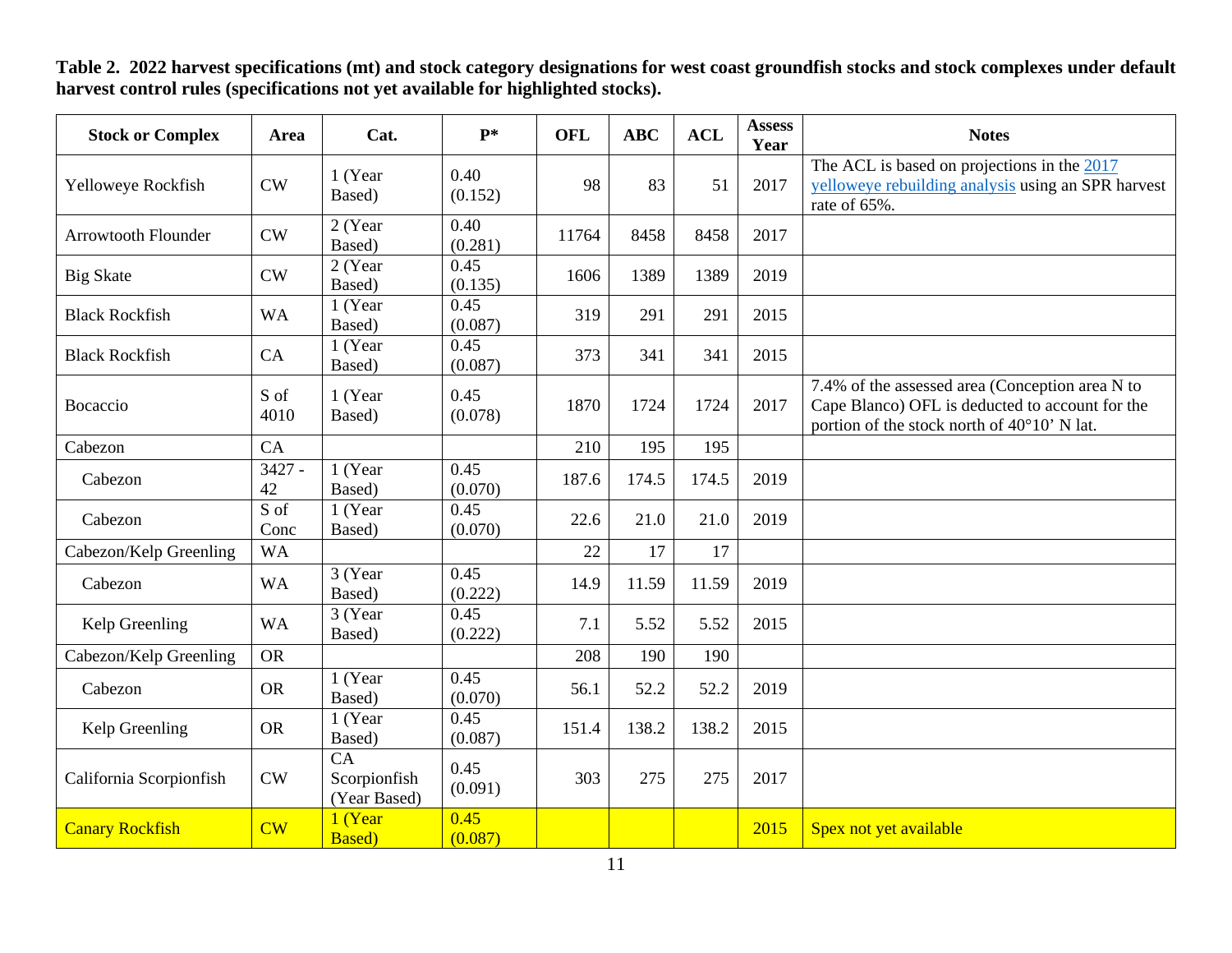**Table 2. 2022 harvest specifications (mt) and stock category designations for west coast groundfish stocks and stock complexes under default harvest control rules (specifications not yet available for highlighted stocks).**

| Stock or Complex | Area | Cat. | P* | OFL | ABC | ACL | Assess Year | Notes |
|---|---|---|---|---|---|---|---|---|
| Yelloweye Rockfish | CW | 1 (Year Based) | 0.40 (0.152) | 98 | 83 | 51 | 2017 | The ACL is based on projections in the 2017 yelloweye rebuilding analysis using an SPR harvest rate of 65%. |
| Arrowtooth Flounder | CW | 2 (Year Based) | 0.40 (0.281) | 11764 | 8458 | 8458 | 2017 | |
| Big Skate | CW | 2 (Year Based) | 0.45 (0.135) | 1606 | 1389 | 1389 | 2019 | |
| Black Rockfish | WA | 1 (Year Based) | 0.45 (0.087) | 319 | 291 | 291 | 2015 | |
| Black Rockfish | CA | 1 (Year Based) | 0.45 (0.087) | 373 | 341 | 341 | 2015 | |
| Bocaccio | S of 4010 | 1 (Year Based) | 0.45 (0.078) | 1870 | 1724 | 1724 | 2017 | 7.4% of the assessed area (Conception area N to Cape Blanco) OFL is deducted to account for the portion of the stock north of 40°10’ N lat. |
| Cabezon | CA | | | 210 | 195 | 195 | | |
| Cabezon | 3427 - 42 | 1 (Year Based) | 0.45 (0.070) | 187.6 | 174.5 | 174.5 | 2019 | |
| Cabezon | S of Conc | 1 (Year Based) | 0.45 (0.070) | 22.6 | 21.0 | 21.0 | 2019 | |
| Cabezon/Kelp Greenling | WA | | | 22 | 17 | 17 | | |
| Cabezon | WA | 3 (Year Based) | 0.45 (0.222) | 14.9 | 11.59 | 11.59 | 2019 | |
| Kelp Greenling | WA | 3 (Year Based) | 0.45 (0.222) | 7.1 | 5.52 | 5.52 | 2015 | |
| Cabezon/Kelp Greenling | OR | | | 208 | 190 | 190 | | |
| Cabezon | OR | 1 (Year Based) | 0.45 (0.070) | 56.1 | 52.2 | 52.2 | 2019 | |
| Kelp Greenling | OR | 1 (Year Based) | 0.45 (0.087) | 151.4 | 138.2 | 138.2 | 2015 | |
| California Scorpionfish | CW | CA Scorpionfish (Year Based) | 0.45 (0.091) | 303 | 275 | 275 | 2017 | |
| Canary Rockfish | CW | 1 (Year Based) | 0.45 (0.087) | | | | 2015 | Spex not yet available |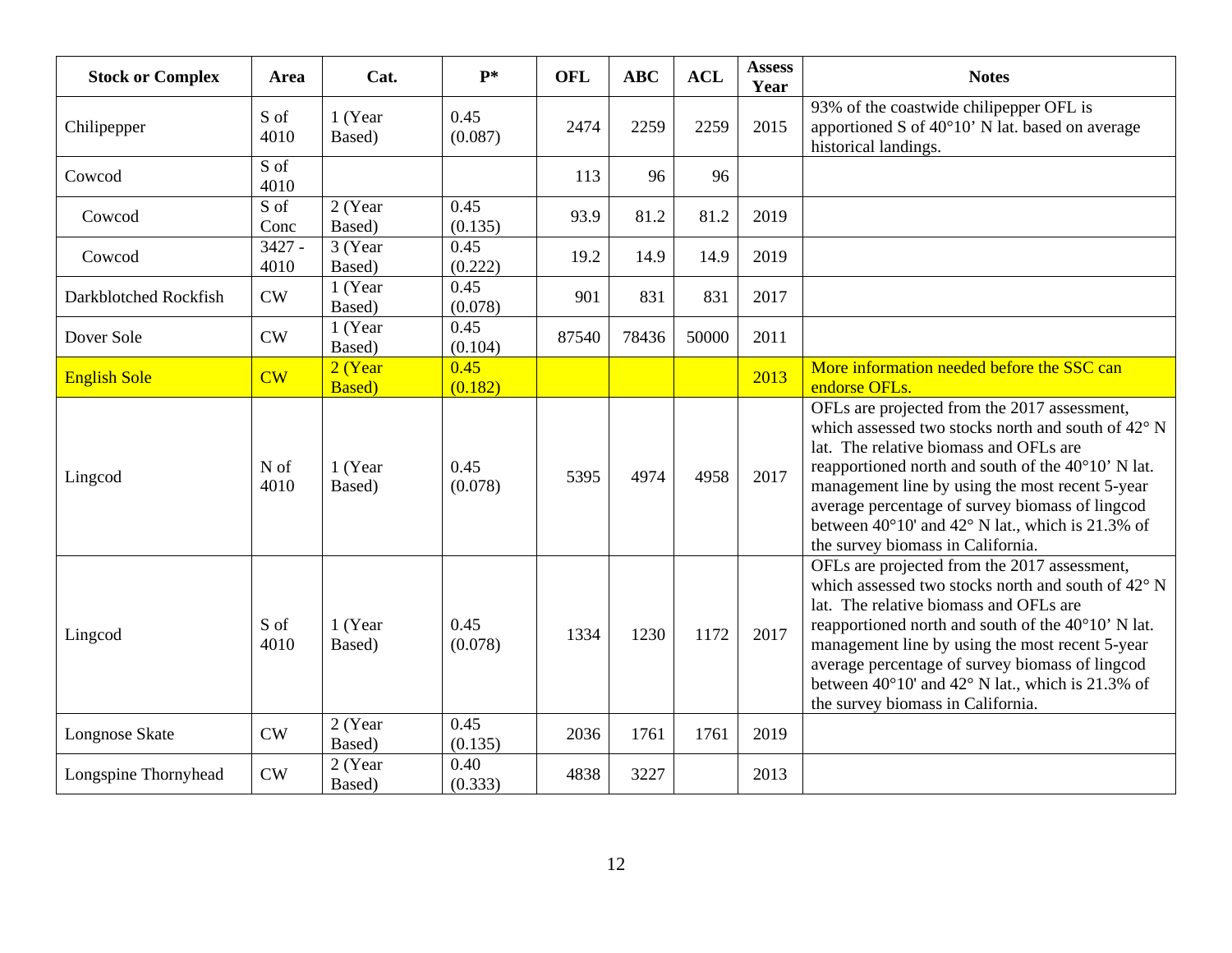| Stock or Complex | Area | Cat. | P* | OFL | ABC | ACL | Assess Year | Notes |
|---|---|---|---|---|---|---|---|---|
| Chilipepper | S of 4010 | 1 (Year Based) | 0.45 (0.087) | 2474 | 2259 | 2259 | 2015 | 93% of the coastwide chilipepper OFL is apportioned S of 40°10' N lat. based on average historical landings. |
| Cowcod | S of 4010 | | | 113 | 96 | 96 | | |
| Cowcod | S of Conc | 2 (Year Based) | 0.45 (0.135) | 93.9 | 81.2 | 81.2 | 2019 | |
| Cowcod | 3427 - 4010 | 3 (Year Based) | 0.45 (0.222) | 19.2 | 14.9 | 14.9 | 2019 | |
| Darkblotched Rockfish | CW | 1 (Year Based) | 0.45 (0.078) | 901 | 831 | 831 | 2017 | |
| Dover Sole | CW | 1 (Year Based) | 0.45 (0.104) | 87540 | 78436 | 50000 | 2011 | |
| English Sole | CW | 2 (Year Based) | 0.45 (0.182) | | | | 2013 | More information needed before the SSC can endorse OFLs. |
| Lingcod | N of 4010 | 1 (Year Based) | 0.45 (0.078) | 5395 | 4974 | 4958 | 2017 | OFLs are projected from the 2017 assessment, which assessed two stocks north and south of 42° N lat. The relative biomass and OFLs are reapportioned north and south of the 40°10' N lat. management line by using the most recent 5-year average percentage of survey biomass of lingcod between 40°10' and 42° N lat., which is 21.3% of the survey biomass in California. |
| Lingcod | S of 4010 | 1 (Year Based) | 0.45 (0.078) | 1334 | 1230 | 1172 | 2017 | OFLs are projected from the 2017 assessment, which assessed two stocks north and south of 42° N lat. The relative biomass and OFLs are reapportioned north and south of the 40°10' N lat. management line by using the most recent 5-year average percentage of survey biomass of lingcod between 40°10' and 42° N lat., which is 21.3% of the survey biomass in California. |
| Longnose Skate | CW | 2 (Year Based) | 0.45 (0.135) | 2036 | 1761 | 1761 | 2019 | |
| Longspine Thornyhead | CW | 2 (Year Based) | 0.40 (0.333) | 4838 | 3227 | | 2013 | |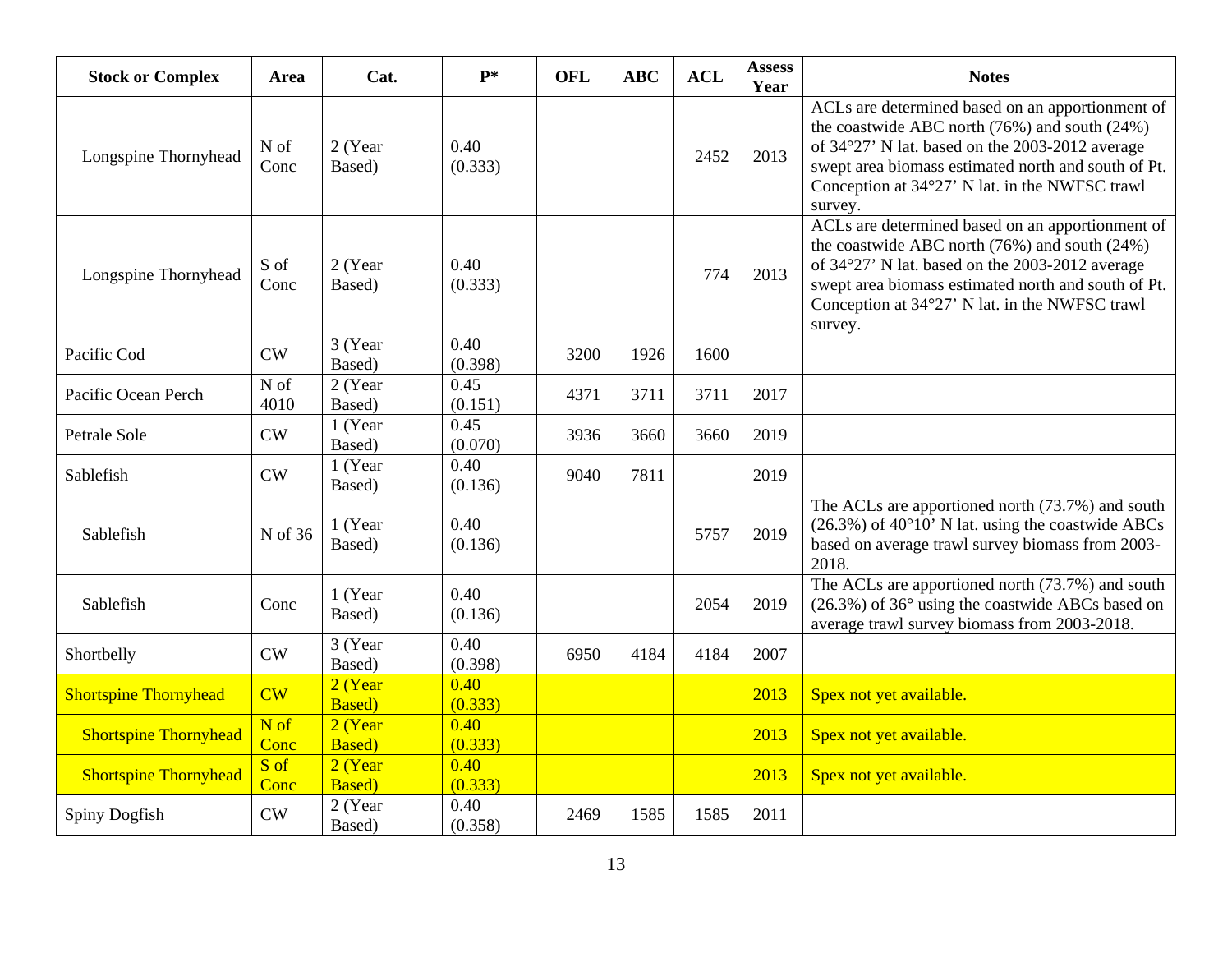| Stock or Complex | Area | Cat. | P* | OFL | ABC | ACL | Assess Year | Notes |
|---|---|---|---|---|---|---|---|---|
| Longspine Thornyhead | N of Conc | 2 (Year Based) | 0.40 (0.333) | | | 2452 | 2013 | ACLs are determined based on an apportionment of the coastwide ABC north (76%) and south (24%) of 34°27' N lat. based on the 2003-2012 average swept area biomass estimated north and south of Pt. Conception at 34°27' N lat. in the NWFSC trawl survey. |
| Longspine Thornyhead | S of Conc | 2 (Year Based) | 0.40 (0.333) | | | 774 | 2013 | ACLs are determined based on an apportionment of the coastwide ABC north (76%) and south (24%) of 34°27' N lat. based on the 2003-2012 average swept area biomass estimated north and south of Pt. Conception at 34°27' N lat. in the NWFSC trawl survey. |
| Pacific Cod | CW | 3 (Year Based) | 0.40 (0.398) | 3200 | 1926 | 1600 | | |
| Pacific Ocean Perch | N of 4010 | 2 (Year Based) | 0.45 (0.151) | 4371 | 3711 | 3711 | 2017 | |
| Petrale Sole | CW | 1 (Year Based) | 0.45 (0.070) | 3936 | 3660 | 3660 | 2019 | |
| Sablefish | CW | 1 (Year Based) | 0.40 (0.136) | 9040 | 7811 | | 2019 | |
| Sablefish | N of 36 | 1 (Year Based) | 0.40 (0.136) | | | 5757 | 2019 | The ACLs are apportioned north (73.7%) and south (26.3%) of 40°10' N lat. using the coastwide ABCs based on average trawl survey biomass from 2003-2018. |
| Sablefish | Conc | 1 (Year Based) | 0.40 (0.136) | | | 2054 | 2019 | The ACLs are apportioned north (73.7%) and south (26.3%) of 36° using the coastwide ABCs based on average trawl survey biomass from 2003-2018. |
| Shortbelly | CW | 3 (Year Based) | 0.40 (0.398) | 6950 | 4184 | 4184 | 2007 | |
| Shortspine Thornyhead | CW | 2 (Year Based) | 0.40 (0.333) | | | | 2013 | Spex not yet available. |
| Shortspine Thornyhead | N of Conc | 2 (Year Based) | 0.40 (0.333) | | | | 2013 | Spex not yet available. |
| Shortspine Thornyhead | S of Conc | 2 (Year Based) | 0.40 (0.333) | | | | 2013 | Spex not yet available. |
| Spiny Dogfish | CW | 2 (Year Based) | 0.40 (0.358) | 2469 | 1585 | 1585 | 2011 | |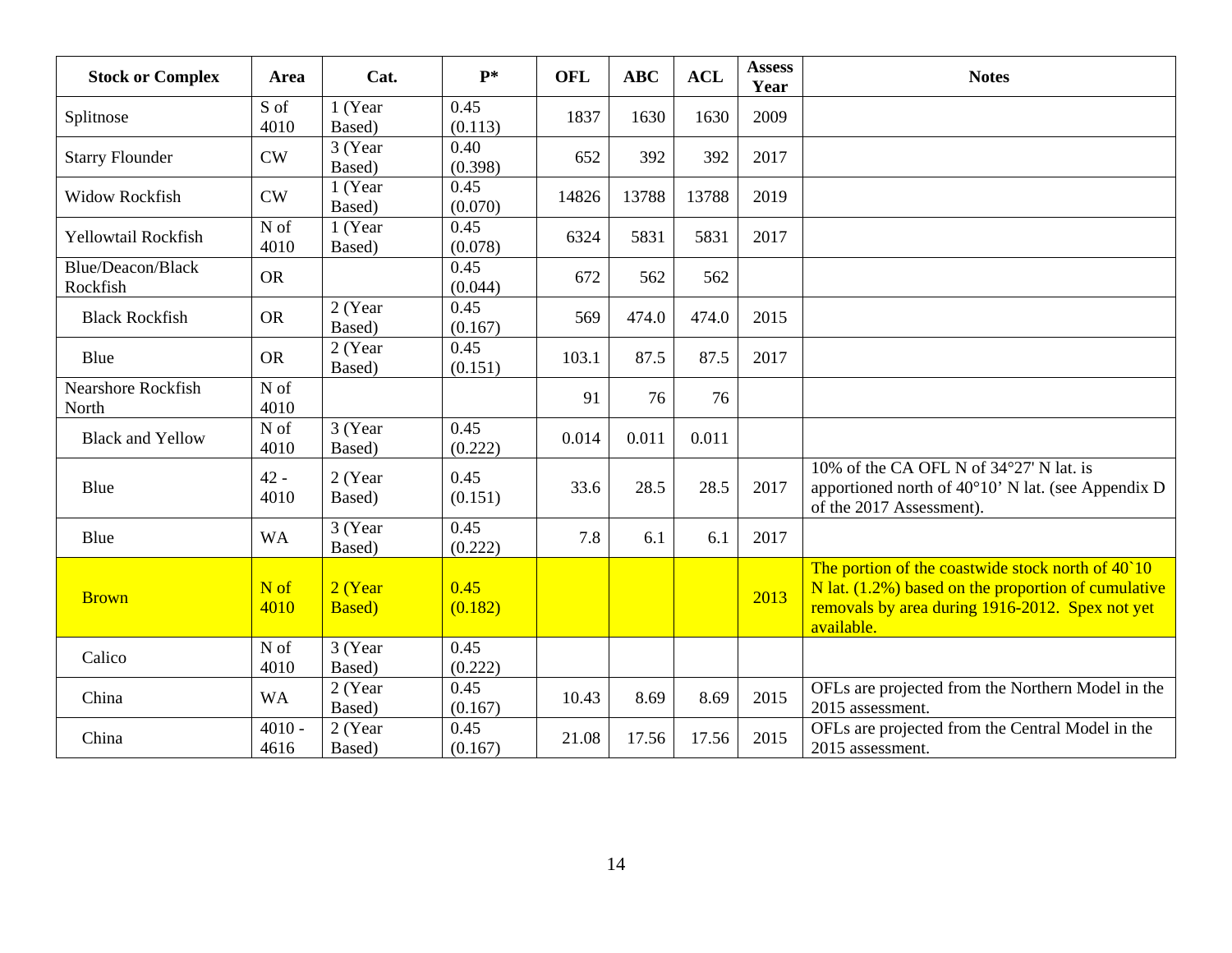| Stock or Complex | Area | Cat. | P* | OFL | ABC | ACL | Assess Year | Notes |
|---|---|---|---|---|---|---|---|---|
| Splitnose | S of 4010 | 1 (Year Based) | 0.45 (0.113) | 1837 | 1630 | 1630 | 2009 | |
| Starry Flounder | CW | 3 (Year Based) | 0.40 (0.398) | 652 | 392 | 392 | 2017 | |
| Widow Rockfish | CW | 1 (Year Based) | 0.45 (0.070) | 14826 | 13788 | 13788 | 2019 | |
| Yellowtail Rockfish | N of 4010 | 1 (Year Based) | 0.45 (0.078) | 6324 | 5831 | 5831 | 2017 | |
| Blue/Deacon/Black Rockfish | OR | | 0.45 (0.044) | 672 | 562 | 562 | | |
| Black Rockfish | OR | 2 (Year Based) | 0.45 (0.167) | 569 | 474.0 | 474.0 | 2015 | |
| Blue | OR | 2 (Year Based) | 0.45 (0.151) | 103.1 | 87.5 | 87.5 | 2017 | |
| Nearshore Rockfish North | N of 4010 | | | 91 | 76 | 76 | | |
| Black and Yellow | N of 4010 | 3 (Year Based) | 0.45 (0.222) | 0.014 | 0.011 | 0.011 | | |
| Blue | 42 - 4010 | 2 (Year Based) | 0.45 (0.151) | 33.6 | 28.5 | 28.5 | 2017 | 10% of the CA OFL N of 34°27' N lat. is apportioned north of 40°10' N lat. (see Appendix D of the 2017 Assessment). |
| Blue | WA | 3 (Year Based) | 0.45 (0.222) | 7.8 | 6.1 | 6.1 | 2017 | |
| Brown | N of 4010 | 2 (Year Based) | 0.45 (0.182) | | | | 2013 | The portion of the coastwide stock north of 40`10 N lat. (1.2%) based on the proportion of cumulative removals by area during 1916-2012. Spex not yet available. |
| Calico | N of 4010 | 3 (Year Based) | 0.45 (0.222) | | | | | |
| China | WA | 2 (Year Based) | 0.45 (0.167) | 10.43 | 8.69 | 8.69 | 2015 | OFLs are projected from the Northern Model in the 2015 assessment. |
| China | 4010 - 4616 | 2 (Year Based) | 0.45 (0.167) | 21.08 | 17.56 | 17.56 | 2015 | OFLs are projected from the Central Model in the 2015 assessment. |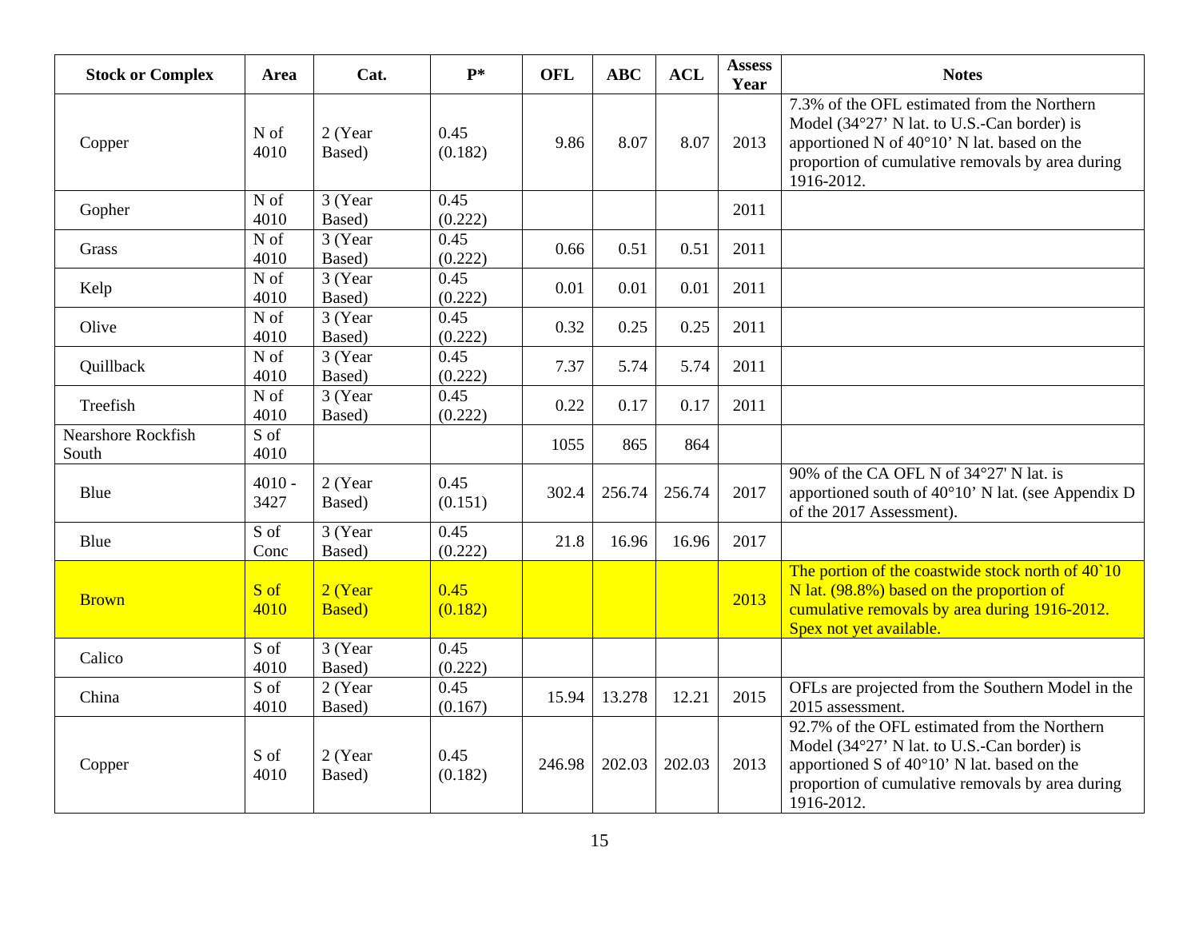| Stock or Complex | Area | Cat. | P* | OFL | ABC | ACL | Assess Year | Notes |
|---|---|---|---|---|---|---|---|---|
| Copper | N of 4010 | 2 (Year Based) | 0.45 (0.182) | 9.86 | 8.07 | 8.07 | 2013 | 7.3% of the OFL estimated from the Northern Model (34°27' N lat. to U.S.-Can border) is apportioned N of 40°10' N lat. based on the proportion of cumulative removals by area during 1916-2012. |
| Gopher | N of 4010 | 3 (Year Based) | 0.45 (0.222) | | | | 2011 | |
| Grass | N of 4010 | 3 (Year Based) | 0.45 (0.222) | 0.66 | 0.51 | 0.51 | 2011 | |
| Kelp | N of 4010 | 3 (Year Based) | 0.45 (0.222) | 0.01 | 0.01 | 0.01 | 2011 | |
| Olive | N of 4010 | 3 (Year Based) | 0.45 (0.222) | 0.32 | 0.25 | 0.25 | 2011 | |
| Quillback | N of 4010 | 3 (Year Based) | 0.45 (0.222) | 7.37 | 5.74 | 5.74 | 2011 | |
| Treefish | N of 4010 | 3 (Year Based) | 0.45 (0.222) | 0.22 | 0.17 | 0.17 | 2011 | |
| Nearshore Rockfish South | S of 4010 | | | 1055 | 865 | 864 | | |
| Blue | 4010 - 3427 | 2 (Year Based) | 0.45 (0.151) | 302.4 | 256.74 | 256.74 | 2017 | 90% of the CA OFL N of 34°27' N lat. is apportioned south of 40°10' N lat. (see Appendix D of the 2017 Assessment). |
| Blue | S of Conc | 3 (Year Based) | 0.45 (0.222) | 21.8 | 16.96 | 16.96 | 2017 | |
| Brown | S of 4010 | 2 (Year Based) | 0.45 (0.182) | | | | 2013 | The portion of the coastwide stock north of 40`10 N lat. (98.8%) based on the proportion of cumulative removals by area during 1916-2012. Spex not yet available. |
| Calico | S of 4010 | 3 (Year Based) | 0.45 (0.222) | | | | | |
| China | S of 4010 | 2 (Year Based) | 0.45 (0.167) | 15.94 | 13.278 | 12.21 | 2015 | OFLs are projected from the Southern Model in the 2015 assessment. |
| Copper | S of 4010 | 2 (Year Based) | 0.45 (0.182) | 246.98 | 202.03 | 202.03 | 2013 | 92.7% of the OFL estimated from the Northern Model (34°27' N lat. to U.S.-Can border) is apportioned S of 40°10' N lat. based on the proportion of cumulative removals by area during 1916-2012. |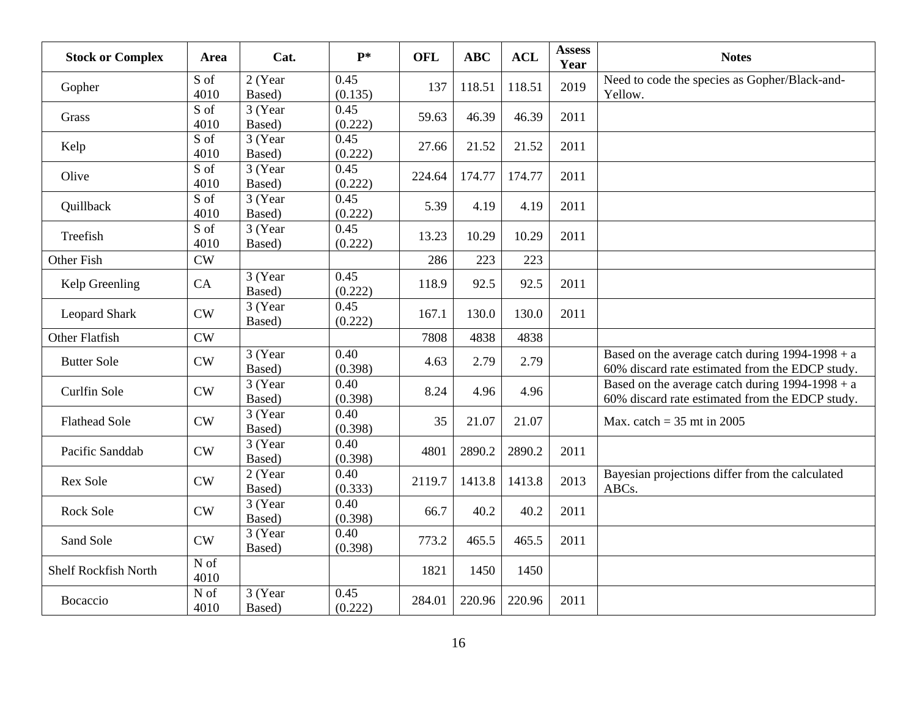| Stock or Complex | Area | Cat. | P* | OFL | ABC | ACL | Assess Year | Notes |
|---|---|---|---|---|---|---|---|---|
| Gopher | S of 4010 | 2 (Year Based) | 0.45 (0.135) | 137 | 118.51 | 118.51 | 2019 | Need to code the species as Gopher/Black-and-Yellow. |
| Grass | S of 4010 | 3 (Year Based) | 0.45 (0.222) | 59.63 | 46.39 | 46.39 | 2011 | |
| Kelp | S of 4010 | 3 (Year Based) | 0.45 (0.222) | 27.66 | 21.52 | 21.52 | 2011 | |
| Olive | S of 4010 | 3 (Year Based) | 0.45 (0.222) | 224.64 | 174.77 | 174.77 | 2011 | |
| Quillback | S of 4010 | 3 (Year Based) | 0.45 (0.222) | 5.39 | 4.19 | 4.19 | 2011 | |
| Treefish | S of 4010 | 3 (Year Based) | 0.45 (0.222) | 13.23 | 10.29 | 10.29 | 2011 | |
| Other Fish | CW | | | 286 | 223 | 223 | | |
| Kelp Greenling | CA | 3 (Year Based) | 0.45 (0.222) | 118.9 | 92.5 | 92.5 | 2011 | |
| Leopard Shark | CW | 3 (Year Based) | 0.45 (0.222) | 167.1 | 130.0 | 130.0 | 2011 | |
| Other Flatfish | CW | | | 7808 | 4838 | 4838 | | |
| Butter Sole | CW | 3 (Year Based) | 0.40 (0.398) | 4.63 | 2.79 | 2.79 | | Based on the average catch during 1994-1998 + a 60% discard rate estimated from the EDCP study. |
| Curlfin Sole | CW | 3 (Year Based) | 0.40 (0.398) | 8.24 | 4.96 | 4.96 | | Based on the average catch during 1994-1998 + a 60% discard rate estimated from the EDCP study. |
| Flathead Sole | CW | 3 (Year Based) | 0.40 (0.398) | 35 | 21.07 | 21.07 | | Max. catch = 35 mt in 2005 |
| Pacific Sanddab | CW | 3 (Year Based) | 0.40 (0.398) | 4801 | 2890.2 | 2890.2 | 2011 | |
| Rex Sole | CW | 2 (Year Based) | 0.40 (0.333) | 2119.7 | 1413.8 | 1413.8 | 2013 | Bayesian projections differ from the calculated ABCs. |
| Rock Sole | CW | 3 (Year Based) | 0.40 (0.398) | 66.7 | 40.2 | 40.2 | 2011 | |
| Sand Sole | CW | 3 (Year Based) | 0.40 (0.398) | 773.2 | 465.5 | 465.5 | 2011 | |
| Shelf Rockfish North | N of 4010 | | | 1821 | 1450 | 1450 | | |
| Bocaccio | N of 4010 | 3 (Year Based) | 0.45 (0.222) | 284.01 | 220.96 | 220.96 | 2011 | |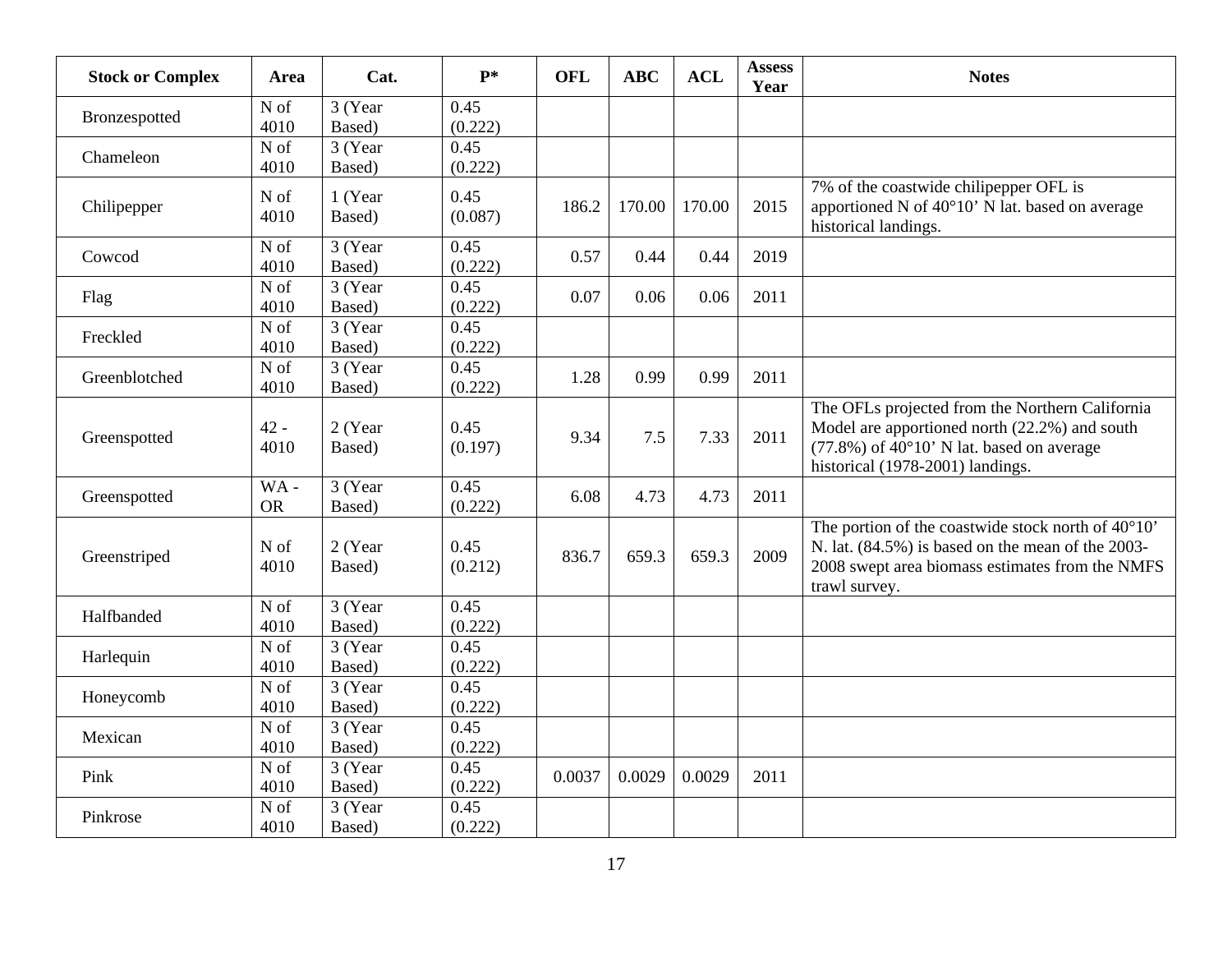| Stock or Complex | Area | Cat. | P* | OFL | ABC | ACL | Assess Year | Notes |
|---|---|---|---|---|---|---|---|---|
| Bronzespotted | N of 4010 | 3 (Year Based) | 0.45 (0.222) | | | | | |
| Chameleon | N of 4010 | 3 (Year Based) | 0.45 (0.222) | | | | | |
| Chilipepper | N of 4010 | 1 (Year Based) | 0.45 (0.087) | 186.2 | 170.00 | 170.00 | 2015 | 7% of the coastwide chilipepper OFL is apportioned N of 40°10' N lat. based on average historical landings. |
| Cowcod | N of 4010 | 3 (Year Based) | 0.45 (0.222) | 0.57 | 0.44 | 0.44 | 2019 | |
| Flag | N of 4010 | 3 (Year Based) | 0.45 (0.222) | 0.07 | 0.06 | 0.06 | 2011 | |
| Freckled | N of 4010 | 3 (Year Based) | 0.45 (0.222) | | | | | |
| Greenblotched | N of 4010 | 3 (Year Based) | 0.45 (0.222) | 1.28 | 0.99 | 0.99 | 2011 | |
| Greenspotted | 42 - 4010 | 2 (Year Based) | 0.45 (0.197) | 9.34 | 7.5 | 7.33 | 2011 | The OFLs projected from the Northern California Model are apportioned north (22.2%) and south (77.8%) of 40°10' N lat. based on average historical (1978-2001) landings. |
| Greenspotted | WA - OR | 3 (Year Based) | 0.45 (0.222) | 6.08 | 4.73 | 4.73 | 2011 | |
| Greenstriped | N of 4010 | 2 (Year Based) | 0.45 (0.212) | 836.7 | 659.3 | 659.3 | 2009 | The portion of the coastwide stock north of 40°10' N. lat. (84.5%) is based on the mean of the 2003-2008 swept area biomass estimates from the NMFS trawl survey. |
| Halfbanded | N of 4010 | 3 (Year Based) | 0.45 (0.222) | | | | | |
| Harlequin | N of 4010 | 3 (Year Based) | 0.45 (0.222) | | | | | |
| Honeycomb | N of 4010 | 3 (Year Based) | 0.45 (0.222) | | | | | |
| Mexican | N of 4010 | 3 (Year Based) | 0.45 (0.222) | | | | | |
| Pink | N of 4010 | 3 (Year Based) | 0.45 (0.222) | 0.0037 | 0.0029 | 0.0029 | 2011 | |
| Pinkrose | N of 4010 | 3 (Year Based) | 0.45 (0.222) | | | | | |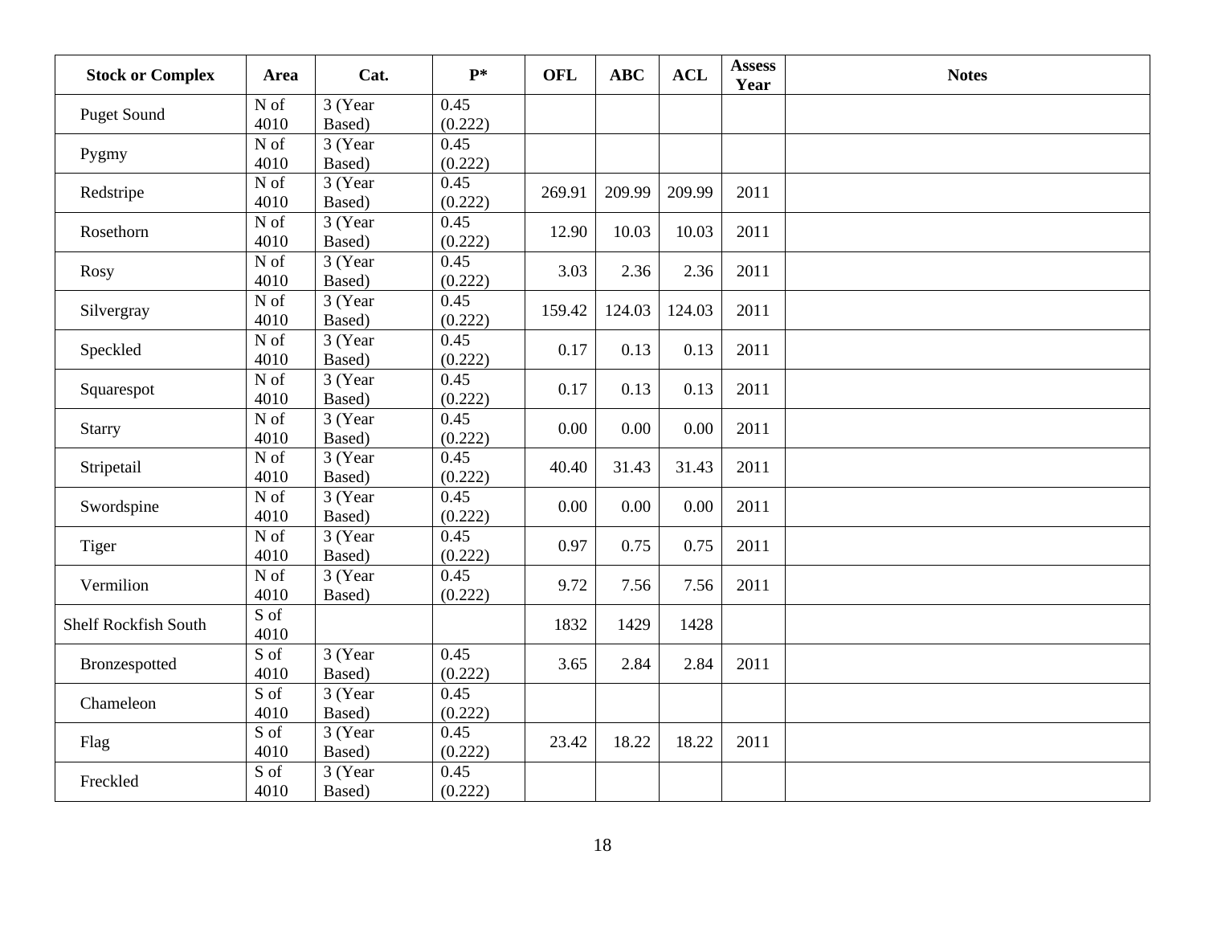| Stock or Complex | Area | Cat. | P* | OFL | ABC | ACL | Assess Year | Notes |
|---|---|---|---|---|---|---|---|---|
| Puget Sound | N of 4010 | 3 (Year Based) | 0.45 (0.222) | | | | | |
| Pygmy | N of 4010 | 3 (Year Based) | 0.45 (0.222) | | | | | |
| Redstripe | N of 4010 | 3 (Year Based) | 0.45 (0.222) | 269.91 | 209.99 | 209.99 | 2011 | |
| Rosethorn | N of 4010 | 3 (Year Based) | 0.45 (0.222) | 12.90 | 10.03 | 10.03 | 2011 | |
| Rosy | N of 4010 | 3 (Year Based) | 0.45 (0.222) | 3.03 | 2.36 | 2.36 | 2011 | |
| Silvergray | N of 4010 | 3 (Year Based) | 0.45 (0.222) | 159.42 | 124.03 | 124.03 | 2011 | |
| Speckled | N of 4010 | 3 (Year Based) | 0.45 (0.222) | 0.17 | 0.13 | 0.13 | 2011 | |
| Squarespot | N of 4010 | 3 (Year Based) | 0.45 (0.222) | 0.17 | 0.13 | 0.13 | 2011 | |
| Starry | N of 4010 | 3 (Year Based) | 0.45 (0.222) | 0.00 | 0.00 | 0.00 | 2011 | |
| Stripetail | N of 4010 | 3 (Year Based) | 0.45 (0.222) | 40.40 | 31.43 | 31.43 | 2011 | |
| Swordspine | N of 4010 | 3 (Year Based) | 0.45 (0.222) | 0.00 | 0.00 | 0.00 | 2011 | |
| Tiger | N of 4010 | 3 (Year Based) | 0.45 (0.222) | 0.97 | 0.75 | 0.75 | 2011 | |
| Vermilion | N of 4010 | 3 (Year Based) | 0.45 (0.222) | 9.72 | 7.56 | 7.56 | 2011 | |
| Shelf Rockfish South | S of 4010 | | | 1832 | 1429 | 1428 | | |
| Bronzespotted | S of 4010 | 3 (Year Based) | 0.45 (0.222) | 3.65 | 2.84 | 2.84 | 2011 | |
| Chameleon | S of 4010 | 3 (Year Based) | 0.45 (0.222) | | | | | |
| Flag | S of 4010 | 3 (Year Based) | 0.45 (0.222) | 23.42 | 18.22 | 18.22 | 2011 | |
| Freckled | S of 4010 | 3 (Year Based) | 0.45 (0.222) | | | | | |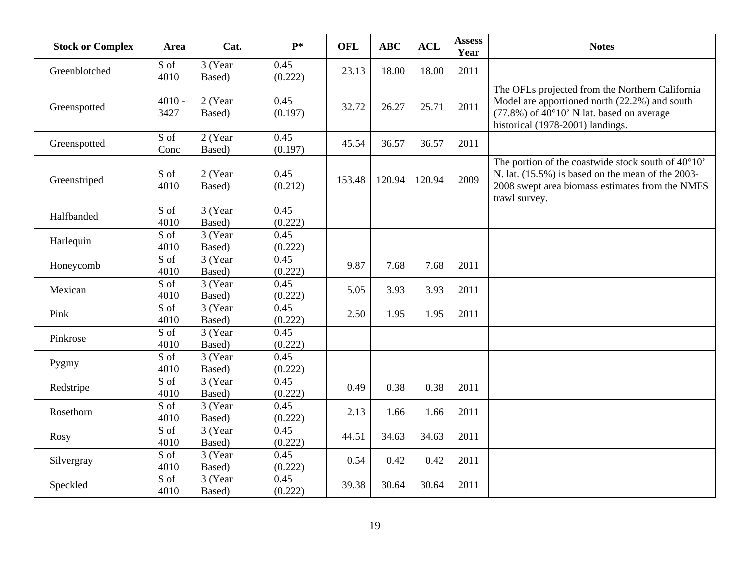| Stock or Complex | Area | Cat. | P* | OFL | ABC | ACL | Assess Year | Notes |
|---|---|---|---|---|---|---|---|---|
| Greenblotched | S of 4010 | 3 (Year Based) | 0.45 (0.222) | 23.13 | 18.00 | 18.00 | 2011 | |
| Greenspotted | 4010 - 3427 | 2 (Year Based) | 0.45 (0.197) | 32.72 | 26.27 | 25.71 | 2011 | The OFLs projected from the Northern California Model are apportioned north (22.2%) and south (77.8%) of 40°10’ N lat. based on average historical (1978-2001) landings. |
| Greenspotted | S of Conc | 2 (Year Based) | 0.45 (0.197) | 45.54 | 36.57 | 36.57 | 2011 | |
| Greenstriped | S of 4010 | 2 (Year Based) | 0.45 (0.212) | 153.48 | 120.94 | 120.94 | 2009 | The portion of the coastwide stock south of 40°10’ N. lat. (15.5%) is based on the mean of the 2003-2008 swept area biomass estimates from the NMFS trawl survey. |
| Halfbanded | S of 4010 | 3 (Year Based) | 0.45 (0.222) | | | | | |
| Harlequin | S of 4010 | 3 (Year Based) | 0.45 (0.222) | | | | | |
| Honeycomb | S of 4010 | 3 (Year Based) | 0.45 (0.222) | 9.87 | 7.68 | 7.68 | 2011 | |
| Mexican | S of 4010 | 3 (Year Based) | 0.45 (0.222) | 5.05 | 3.93 | 3.93 | 2011 | |
| Pink | S of 4010 | 3 (Year Based) | 0.45 (0.222) | 2.50 | 1.95 | 1.95 | 2011 | |
| Pinkrose | S of 4010 | 3 (Year Based) | 0.45 (0.222) | | | | | |
| Pygmy | S of 4010 | 3 (Year Based) | 0.45 (0.222) | | | | | |
| Redstripe | S of 4010 | 3 (Year Based) | 0.45 (0.222) | 0.49 | 0.38 | 0.38 | 2011 | |
| Rosethorn | S of 4010 | 3 (Year Based) | 0.45 (0.222) | 2.13 | 1.66 | 1.66 | 2011 | |
| Rosy | S of 4010 | 3 (Year Based) | 0.45 (0.222) | 44.51 | 34.63 | 34.63 | 2011 | |
| Silvergray | S of 4010 | 3 (Year Based) | 0.45 (0.222) | 0.54 | 0.42 | 0.42 | 2011 | |
| Speckled | S of 4010 | 3 (Year Based) | 0.45 (0.222) | 39.38 | 30.64 | 30.64 | 2011 | |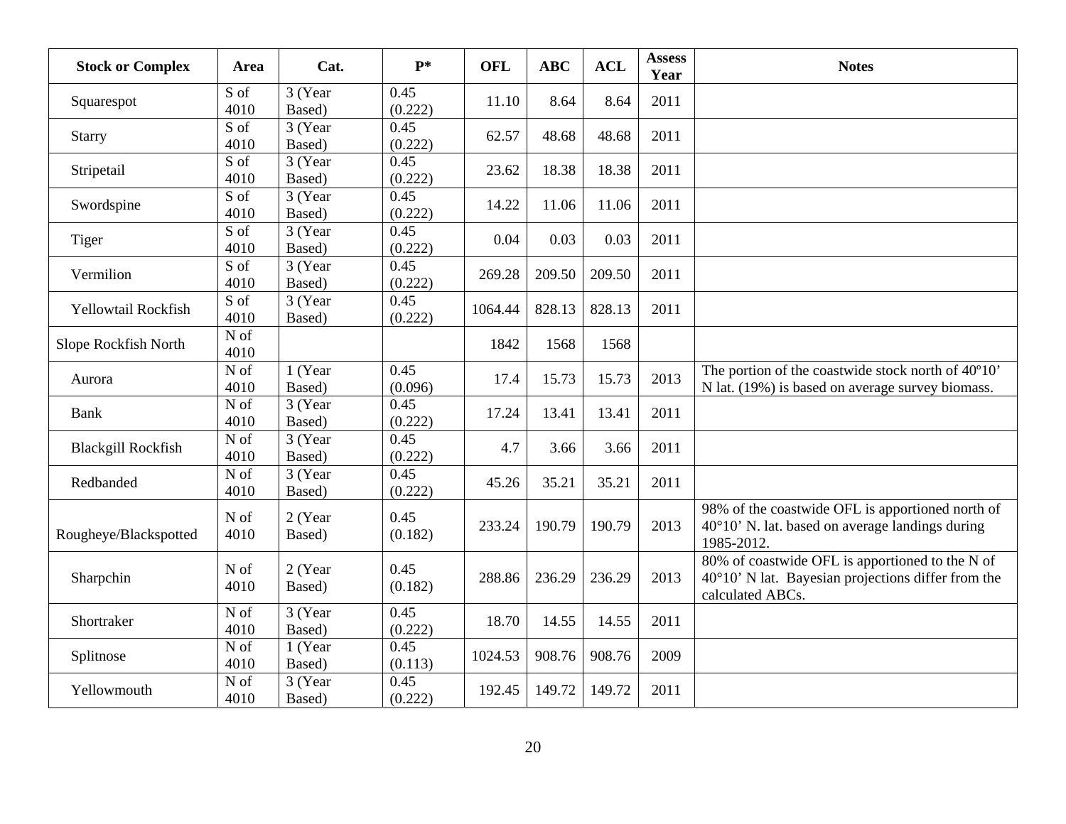| Stock or Complex | Area | Cat. | P* | OFL | ABC | ACL | Assess Year | Notes |
|---|---|---|---|---|---|---|---|---|
| Squarespot | S of 4010 | 3 (Year Based) | 0.45 (0.222) | 11.10 | 8.64 | 8.64 | 2011 | |
| Starry | S of 4010 | 3 (Year Based) | 0.45 (0.222) | 62.57 | 48.68 | 48.68 | 2011 | |
| Stripetail | S of 4010 | 3 (Year Based) | 0.45 (0.222) | 23.62 | 18.38 | 18.38 | 2011 | |
| Swordspine | S of 4010 | 3 (Year Based) | 0.45 (0.222) | 14.22 | 11.06 | 11.06 | 2011 | |
| Tiger | S of 4010 | 3 (Year Based) | 0.45 (0.222) | 0.04 | 0.03 | 0.03 | 2011 | |
| Vermilion | S of 4010 | 3 (Year Based) | 0.45 (0.222) | 269.28 | 209.50 | 209.50 | 2011 | |
| Yellowtail Rockfish | S of 4010 | 3 (Year Based) | 0.45 (0.222) | 1064.44 | 828.13 | 828.13 | 2011 | |
| Slope Rockfish North | N of 4010 | | | 1842 | 1568 | 1568 | | |
| Aurora | N of 4010 | 1 (Year Based) | 0.45 (0.096) | 17.4 | 15.73 | 15.73 | 2013 | The portion of the coastwide stock north of 40º10' N lat. (19%) is based on average survey biomass. |
| Bank | N of 4010 | 3 (Year Based) | 0.45 (0.222) | 17.24 | 13.41 | 13.41 | 2011 | |
| Blackgill Rockfish | N of 4010 | 3 (Year Based) | 0.45 (0.222) | 4.7 | 3.66 | 3.66 | 2011 | |
| Redbanded | N of 4010 | 3 (Year Based) | 0.45 (0.222) | 45.26 | 35.21 | 35.21 | 2011 | |
| Rougheye/Blackspotted | N of 4010 | 2 (Year Based) | 0.45 (0.182) | 233.24 | 190.79 | 190.79 | 2013 | 98% of the coastwide OFL is apportioned north of 40°10' N. lat. based on average landings during 1985-2012. |
| Sharpchin | N of 4010 | 2 (Year Based) | 0.45 (0.182) | 288.86 | 236.29 | 236.29 | 2013 | 80% of coastwide OFL is apportioned to the N of 40°10' N lat. Bayesian projections differ from the calculated ABCs. |
| Shortraker | N of 4010 | 3 (Year Based) | 0.45 (0.222) | 18.70 | 14.55 | 14.55 | 2011 | |
| Splitnose | N of 4010 | 1 (Year Based) | 0.45 (0.113) | 1024.53 | 908.76 | 908.76 | 2009 | |
| Yellowmouth | N of 4010 | 3 (Year Based) | 0.45 (0.222) | 192.45 | 149.72 | 149.72 | 2011 | |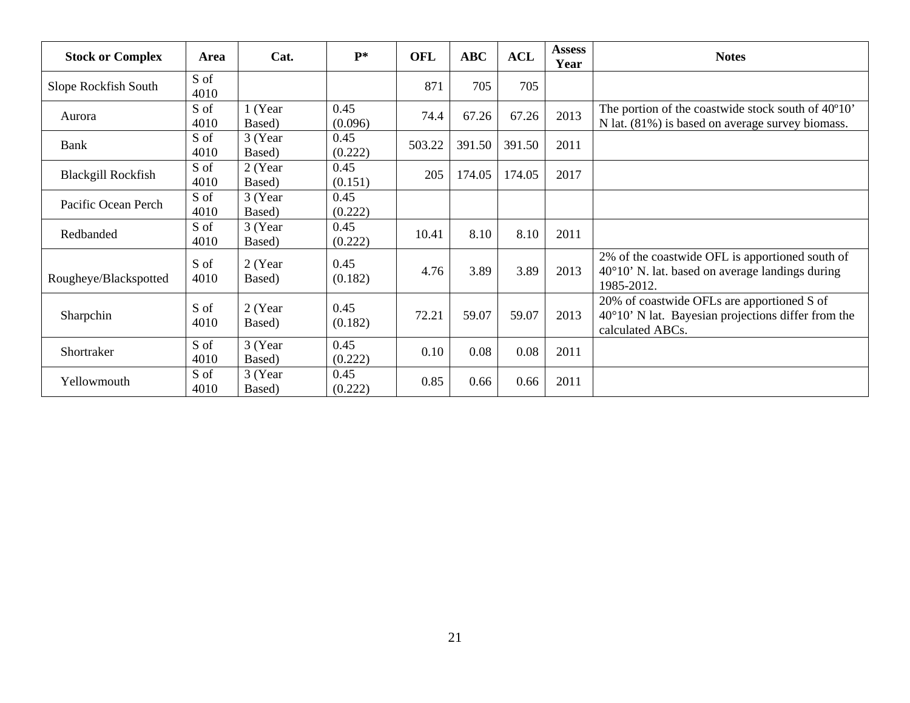| Stock or Complex | Area | Cat. | P* | OFL | ABC | ACL | Assess Year | Notes |
|---|---|---|---|---|---|---|---|---|
| Slope Rockfish South | S of 4010 | | | 871 | 705 | 705 | | |
| Aurora | S of 4010 | 1 (Year Based) | 0.45 (0.096) | 74.4 | 67.26 | 67.26 | 2013 | The portion of the coastwide stock south of 40º10' N lat. (81%) is based on average survey biomass. |
| Bank | S of 4010 | 3 (Year Based) | 0.45 (0.222) | 503.22 | 391.50 | 391.50 | 2011 | |
| Blackgill Rockfish | S of 4010 | 2 (Year Based) | 0.45 (0.151) | 205 | 174.05 | 174.05 | 2017 | |
| Pacific Ocean Perch | S of 4010 | 3 (Year Based) | 0.45 (0.222) | | | | | |
| Redbanded | S of 4010 | 3 (Year Based) | 0.45 (0.222) | 10.41 | 8.10 | 8.10 | 2011 | |
| Rougheye/Blackspotted | S of 4010 | 2 (Year Based) | 0.45 (0.182) | 4.76 | 3.89 | 3.89 | 2013 | 2% of the coastwide OFL is apportioned south of 40°10' N. lat. based on average landings during 1985-2012. |
| Sharpchin | S of 4010 | 2 (Year Based) | 0.45 (0.182) | 72.21 | 59.07 | 59.07 | 2013 | 20% of coastwide OFLs are apportioned S of 40°10' N lat. Bayesian projections differ from the calculated ABCs. |
| Shortraker | S of 4010 | 3 (Year Based) | 0.45 (0.222) | 0.10 | 0.08 | 0.08 | 2011 | |
| Yellowmouth | S of 4010 | 3 (Year Based) | 0.45 (0.222) | 0.85 | 0.66 | 0.66 | 2011 | |